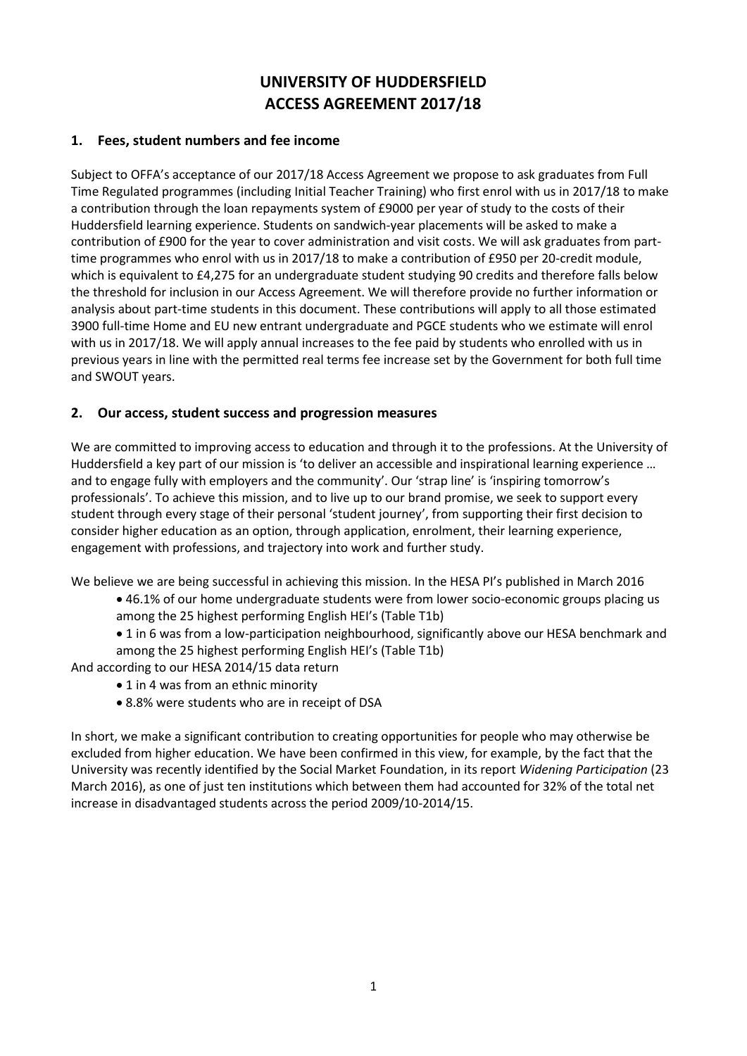# UNIVERSITY OF HUDDERSFIELD
# ACCESS AGREEMENT 2017/18

## 1. Fees, student numbers and fee income

Subject to OFFA's acceptance of our 2017/18 Access Agreement we propose to ask graduates from Full Time Regulated programmes (including Initial Teacher Training) who first enrol with us in 2017/18 to make a contribution through the loan repayments system of £9000 per year of study to the costs of their Huddersfield learning experience. Students on sandwich-year placements will be asked to make a contribution of £900 for the year to cover administration and visit costs. We will ask graduates from part-time programmes who enrol with us in 2017/18 to make a contribution of £950 per 20-credit module, which is equivalent to £4,275 for an undergraduate student studying 90 credits and therefore falls below the threshold for inclusion in our Access Agreement. We will therefore provide no further information or analysis about part-time students in this document. These contributions will apply to all those estimated 3900 full-time Home and EU new entrant undergraduate and PGCE students who we estimate will enrol with us in 2017/18. We will apply annual increases to the fee paid by students who enrolled with us in previous years in line with the permitted real terms fee increase set by the Government for both full time and SWOUT years.

## 2. Our access, student success and progression measures

We are committed to improving access to education and through it to the professions. At the University of Huddersfield a key part of our mission is 'to deliver an accessible and inspirational learning experience … and to engage fully with employers and the community'. Our 'strap line' is 'inspiring tomorrow's professionals'. To achieve this mission, and to live up to our brand promise, we seek to support every student through every stage of their personal 'student journey', from supporting their first decision to consider higher education as an option, through application, enrolment, their learning experience, engagement with professions, and trajectory into work and further study.

We believe we are being successful in achieving this mission. In the HESA PI's published in March 2016

- 46.1% of our home undergraduate students were from lower socio-economic groups placing us among the 25 highest performing English HEI's (Table T1b)
- 1 in 6 was from a low-participation neighbourhood, significantly above our HESA benchmark and among the 25 highest performing English HEI's (Table T1b)

And according to our HESA 2014/15 data return

- 1 in 4 was from an ethnic minority
- 8.8% were students who are in receipt of DSA

In short, we make a significant contribution to creating opportunities for people who may otherwise be excluded from higher education. We have been confirmed in this view, for example, by the fact that the University was recently identified by the Social Market Foundation, in its report *Widening Participation* (23 March 2016), as one of just ten institutions which between them had accounted for 32% of the total net increase in disadvantaged students across the period 2009/10-2014/15.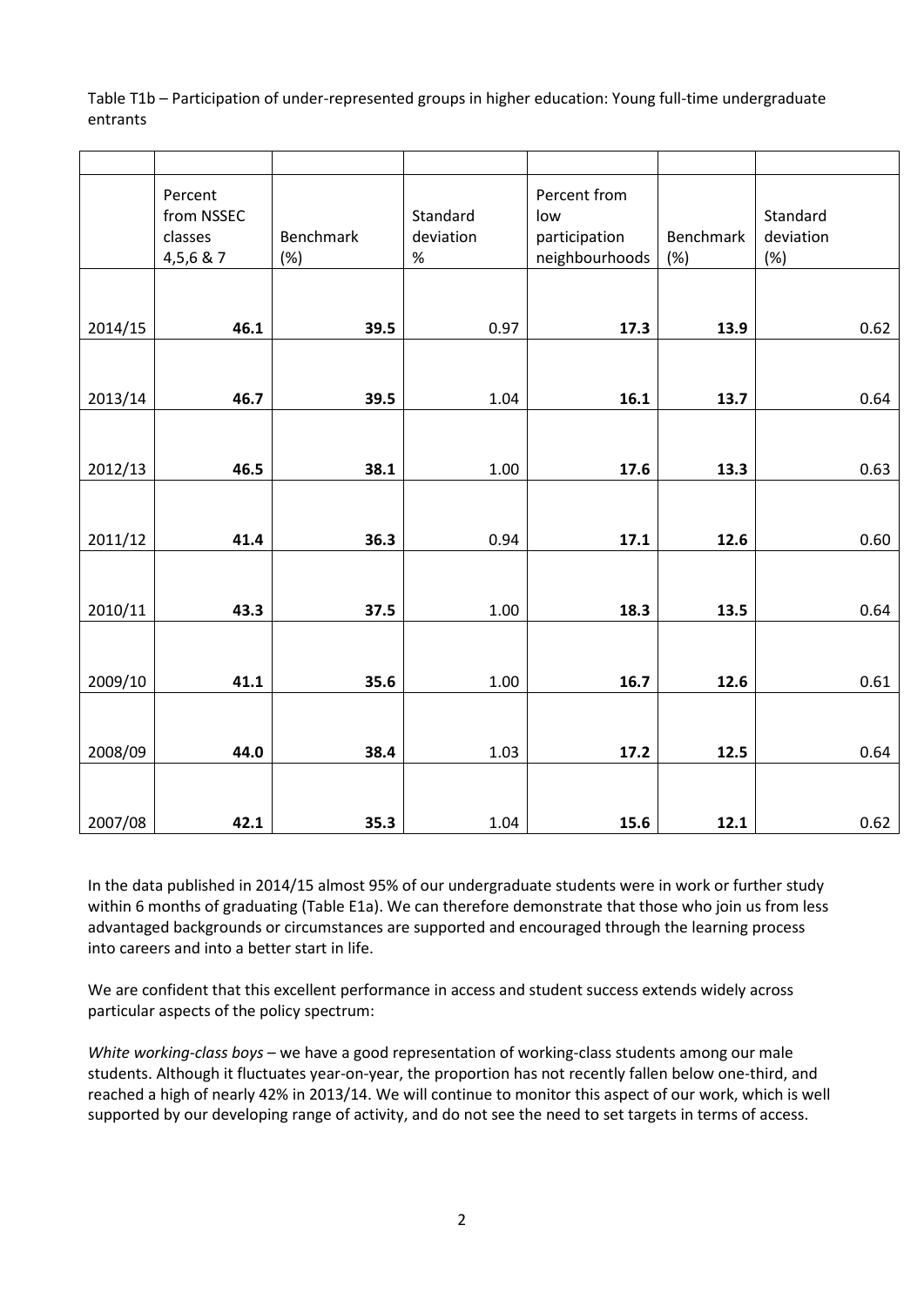Table T1b – Participation of under-represented groups in higher education: Young full-time undergraduate entrants

| | Percent from NSSEC classes 4,5,6 & 7 | Benchmark (%) | Standard deviation % | Percent from low participation neighbourhoods | Benchmark (%) | Standard deviation (%) |
|---|---|---|---|---|---|---|
| 2014/15 | **46.1** | **39.5** | 0.97 | **17.3** | **13.9** | 0.62 |
| 2013/14 | **46.7** | **39.5** | 1.04 | **16.1** | **13.7** | 0.64 |
| 2012/13 | **46.5** | **38.1** | 1.00 | **17.6** | **13.3** | 0.63 |
| 2011/12 | **41.4** | **36.3** | 0.94 | **17.1** | **12.6** | 0.60 |
| 2010/11 | **43.3** | **37.5** | 1.00 | **18.3** | **13.5** | 0.64 |
| 2009/10 | **41.1** | **35.6** | 1.00 | **16.7** | **12.6** | 0.61 |
| 2008/09 | **44.0** | **38.4** | 1.03 | **17.2** | **12.5** | 0.64 |
| 2007/08 | **42.1** | **35.3** | 1.04 | **15.6** | **12.1** | 0.62 |

In the data published in 2014/15 almost 95% of our undergraduate students were in work or further study within 6 months of graduating (Table E1a). We can therefore demonstrate that those who join us from less advantaged backgrounds or circumstances are supported and encouraged through the learning process into careers and into a better start in life.

We are confident that this excellent performance in access and student success extends widely across particular aspects of the policy spectrum:

*White working-class boys* – we have a good representation of working-class students among our male students. Although it fluctuates year-on-year, the proportion has not recently fallen below one-third, and reached a high of nearly 42% in 2013/14. We will continue to monitor this aspect of our work, which is well supported by our developing range of activity, and do not see the need to set targets in terms of access.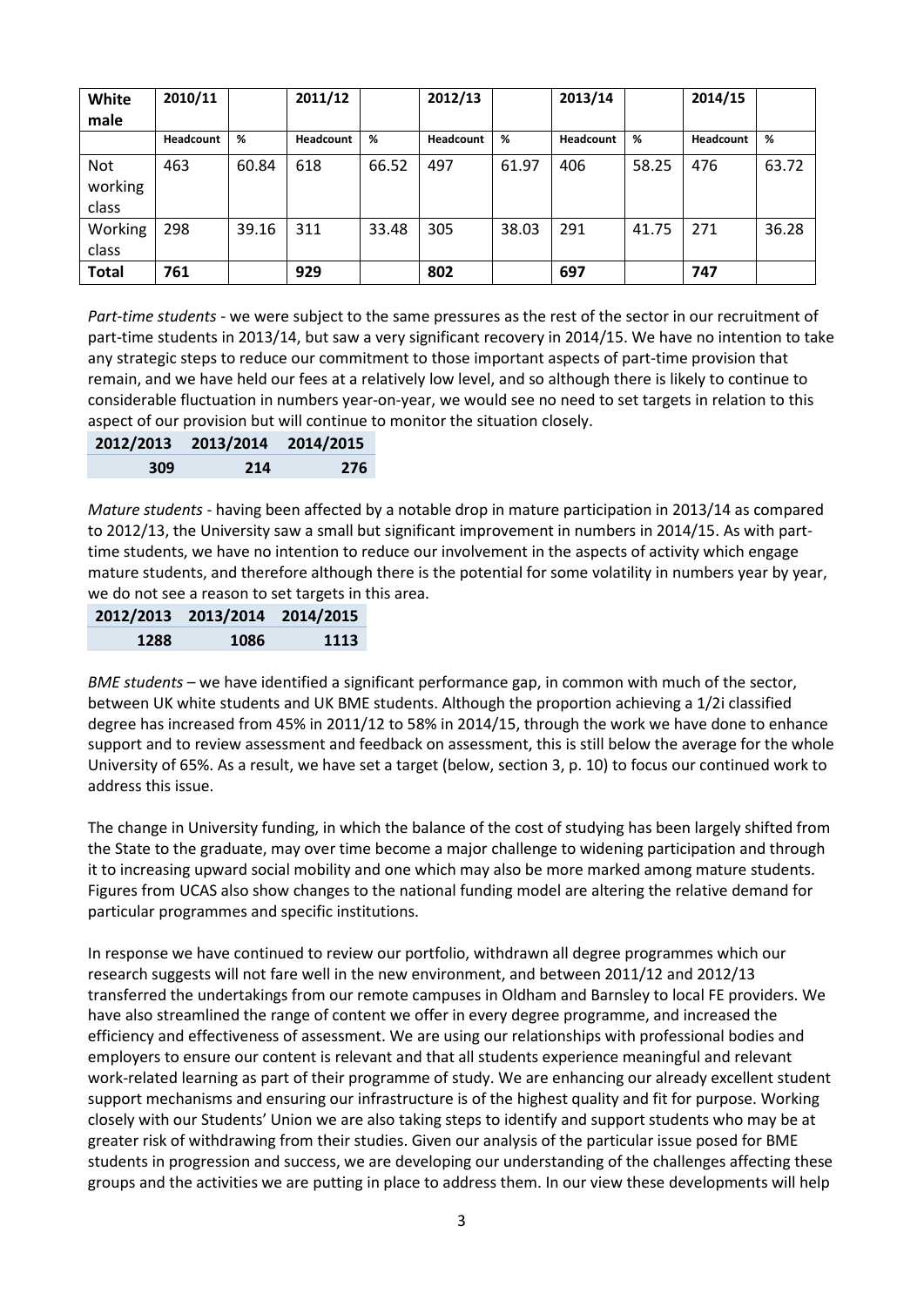| White male | 2010/11 | | 2011/12 | | 2012/13 | | 2013/14 | | 2014/15 | |
|---|---|---|---|---|---|---|---|---|---|---|
| | **Headcount** | **%** | **Headcount** | **%** | **Headcount** | **%** | **Headcount** | **%** | **Headcount** | **%** |
| Not working class | 463 | 60.84 | 618 | 66.52 | 497 | 61.97 | 406 | 58.25 | 476 | 63.72 |
| Working class | 298 | 39.16 | 311 | 33.48 | 305 | 38.03 | 291 | 41.75 | 271 | 36.28 |
| **Total** | **761** | | **929** | | **802** | | **697** | | **747** | |

*Part-time students* - we were subject to the same pressures as the rest of the sector in our recruitment of part-time students in 2013/14, but saw a very significant recovery in 2014/15. We have no intention to take any strategic steps to reduce our commitment to those important aspects of part-time provision that remain, and we have held our fees at a relatively low level, and so although there is likely to continue to considerable fluctuation in numbers year-on-year, we would see no need to set targets in relation to this aspect of our provision but will continue to monitor the situation closely.

| 2012/2013 | 2013/2014 | 2014/2015 |
|---|---|---|
| 309 | 214 | 276 |

*Mature students* - having been affected by a notable drop in mature participation in 2013/14 as compared to 2012/13, the University saw a small but significant improvement in numbers in 2014/15. As with part-time students, we have no intention to reduce our involvement in the aspects of activity which engage mature students, and therefore although there is the potential for some volatility in numbers year by year, we do not see a reason to set targets in this area.

| 2012/2013 | 2013/2014 | 2014/2015 |
|---|---|---|
| 1288 | 1086 | 1113 |

*BME students* – we have identified a significant performance gap, in common with much of the sector, between UK white students and UK BME students. Although the proportion achieving a 1/2i classified degree has increased from 45% in 2011/12 to 58% in 2014/15, through the work we have done to enhance support and to review assessment and feedback on assessment, this is still below the average for the whole University of 65%. As a result, we have set a target (below, section 3, p. 10) to focus our continued work to address this issue.

The change in University funding, in which the balance of the cost of studying has been largely shifted from the State to the graduate, may over time become a major challenge to widening participation and through it to increasing upward social mobility and one which may also be more marked among mature students. Figures from UCAS also show changes to the national funding model are altering the relative demand for particular programmes and specific institutions.

In response we have continued to review our portfolio, withdrawn all degree programmes which our research suggests will not fare well in the new environment, and between 2011/12 and 2012/13 transferred the undertakings from our remote campuses in Oldham and Barnsley to local FE providers. We have also streamlined the range of content we offer in every degree programme, and increased the efficiency and effectiveness of assessment. We are using our relationships with professional bodies and employers to ensure our content is relevant and that all students experience meaningful and relevant work-related learning as part of their programme of study. We are enhancing our already excellent student support mechanisms and ensuring our infrastructure is of the highest quality and fit for purpose. Working closely with our Students' Union we are also taking steps to identify and support students who may be at greater risk of withdrawing from their studies. Given our analysis of the particular issue posed for BME students in progression and success, we are developing our understanding of the challenges affecting these groups and the activities we are putting in place to address them. In our view these developments will help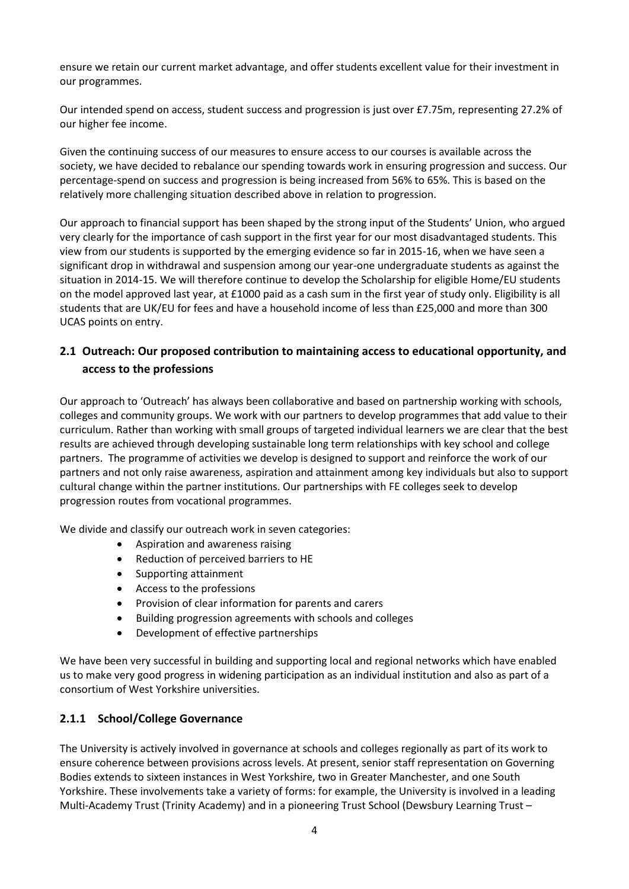ensure we retain our current market advantage, and offer students excellent value for their investment in our programmes.

Our intended spend on access, student success and progression is just over £7.75m, representing 27.2% of our higher fee income.

Given the continuing success of our measures to ensure access to our courses is available across the society, we have decided to rebalance our spending towards work in ensuring progression and success. Our percentage-spend on success and progression is being increased from 56% to 65%. This is based on the relatively more challenging situation described above in relation to progression.

Our approach to financial support has been shaped by the strong input of the Students' Union, who argued very clearly for the importance of cash support in the first year for our most disadvantaged students. This view from our students is supported by the emerging evidence so far in 2015-16, when we have seen a significant drop in withdrawal and suspension among our year-one undergraduate students as against the situation in 2014-15. We will therefore continue to develop the Scholarship for eligible Home/EU students on the model approved last year, at £1000 paid as a cash sum in the first year of study only. Eligibility is all students that are UK/EU for fees and have a household income of less than £25,000 and more than 300 UCAS points on entry.

## 2.1 Outreach: Our proposed contribution to maintaining access to educational opportunity, and access to the professions

Our approach to 'Outreach' has always been collaborative and based on partnership working with schools, colleges and community groups. We work with our partners to develop programmes that add value to their curriculum. Rather than working with small groups of targeted individual learners we are clear that the best results are achieved through developing sustainable long term relationships with key school and college partners. The programme of activities we develop is designed to support and reinforce the work of our partners and not only raise awareness, aspiration and attainment among key individuals but also to support cultural change within the partner institutions. Our partnerships with FE colleges seek to develop progression routes from vocational programmes.

We divide and classify our outreach work in seven categories:

- Aspiration and awareness raising
- Reduction of perceived barriers to HE
- Supporting attainment
- Access to the professions
- Provision of clear information for parents and carers
- Building progression agreements with schools and colleges
- Development of effective partnerships

We have been very successful in building and supporting local and regional networks which have enabled us to make very good progress in widening participation as an individual institution and also as part of a consortium of West Yorkshire universities.

### 2.1.1 School/College Governance

The University is actively involved in governance at schools and colleges regionally as part of its work to ensure coherence between provisions across levels. At present, senior staff representation on Governing Bodies extends to sixteen instances in West Yorkshire, two in Greater Manchester, and one South Yorkshire. These involvements take a variety of forms: for example, the University is involved in a leading Multi-Academy Trust (Trinity Academy) and in a pioneering Trust School (Dewsbury Learning Trust –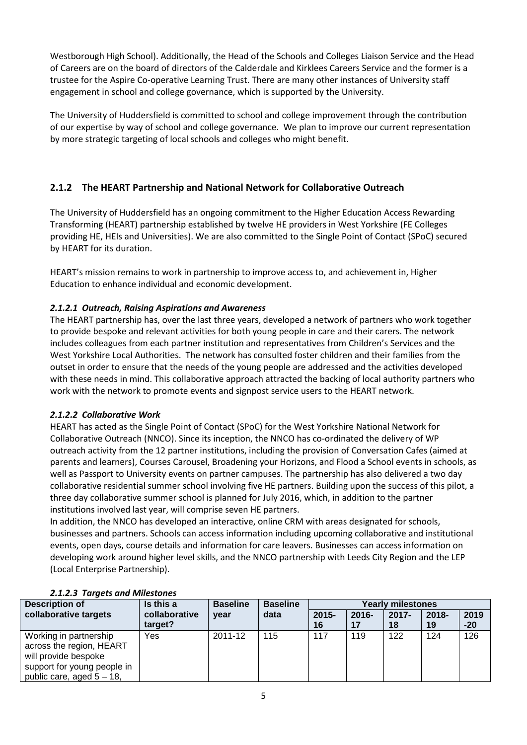Westborough High School). Additionally, the Head of the Schools and Colleges Liaison Service and the Head of Careers are on the board of directors of the Calderdale and Kirklees Careers Service and the former is a trustee for the Aspire Co-operative Learning Trust. There are many other instances of University staff engagement in school and college governance, which is supported by the University.

The University of Huddersfield is committed to school and college improvement through the contribution of our expertise by way of school and college governance. We plan to improve our current representation by more strategic targeting of local schools and colleges who might benefit.

## 2.1.2 The HEART Partnership and National Network for Collaborative Outreach

The University of Huddersfield has an ongoing commitment to the Higher Education Access Rewarding Transforming (HEART) partnership established by twelve HE providers in West Yorkshire (FE Colleges providing HE, HEIs and Universities). We are also committed to the Single Point of Contact (SPoC) secured by HEART for its duration.

HEART's mission remains to work in partnership to improve access to, and achievement in, Higher Education to enhance individual and economic development.

#### *2.1.2.1 Outreach, Raising Aspirations and Awareness*

The HEART partnership has, over the last three years, developed a network of partners who work together to provide bespoke and relevant activities for both young people in care and their carers. The network includes colleagues from each partner institution and representatives from Children's Services and the West Yorkshire Local Authorities. The network has consulted foster children and their families from the outset in order to ensure that the needs of the young people are addressed and the activities developed with these needs in mind. This collaborative approach attracted the backing of local authority partners who work with the network to promote events and signpost service users to the HEART network.

#### *2.1.2.2 Collaborative Work*

HEART has acted as the Single Point of Contact (SPoC) for the West Yorkshire National Network for Collaborative Outreach (NNCO). Since its inception, the NNCO has co-ordinated the delivery of WP outreach activity from the 12 partner institutions, including the provision of Conversation Cafes (aimed at parents and learners), Courses Carousel, Broadening your Horizons, and Flood a School events in schools, as well as Passport to University events on partner campuses. The partnership has also delivered a two day collaborative residential summer school involving five HE partners. Building upon the success of this pilot, a three day collaborative summer school is planned for July 2016, which, in addition to the partner institutions involved last year, will comprise seven HE partners.

In addition, the NNCO has developed an interactive, online CRM with areas designated for schools, businesses and partners. Schools can access information including upcoming collaborative and institutional events, open days, course details and information for care leavers. Businesses can access information on developing work around higher level skills, and the NNCO partnership with Leeds City Region and the LEP (Local Enterprise Partnership).

#### *2.1.2.3 Targets and Milestones*

| Description of collaborative targets | Is this a collaborative target? | Baseline year | Baseline data | Yearly milestones | | | | |
|---|---|---|---|---|---|---|---|---|
| | | | | 2015-16 | 2016-17 | 2017-18 | 2018-19 | 2019-20 |
| Working in partnership across the region, HEART will provide bespoke support for young people in public care, aged 5 – 18, | Yes | 2011-12 | 115 | 117 | 119 | 122 | 124 | 126 |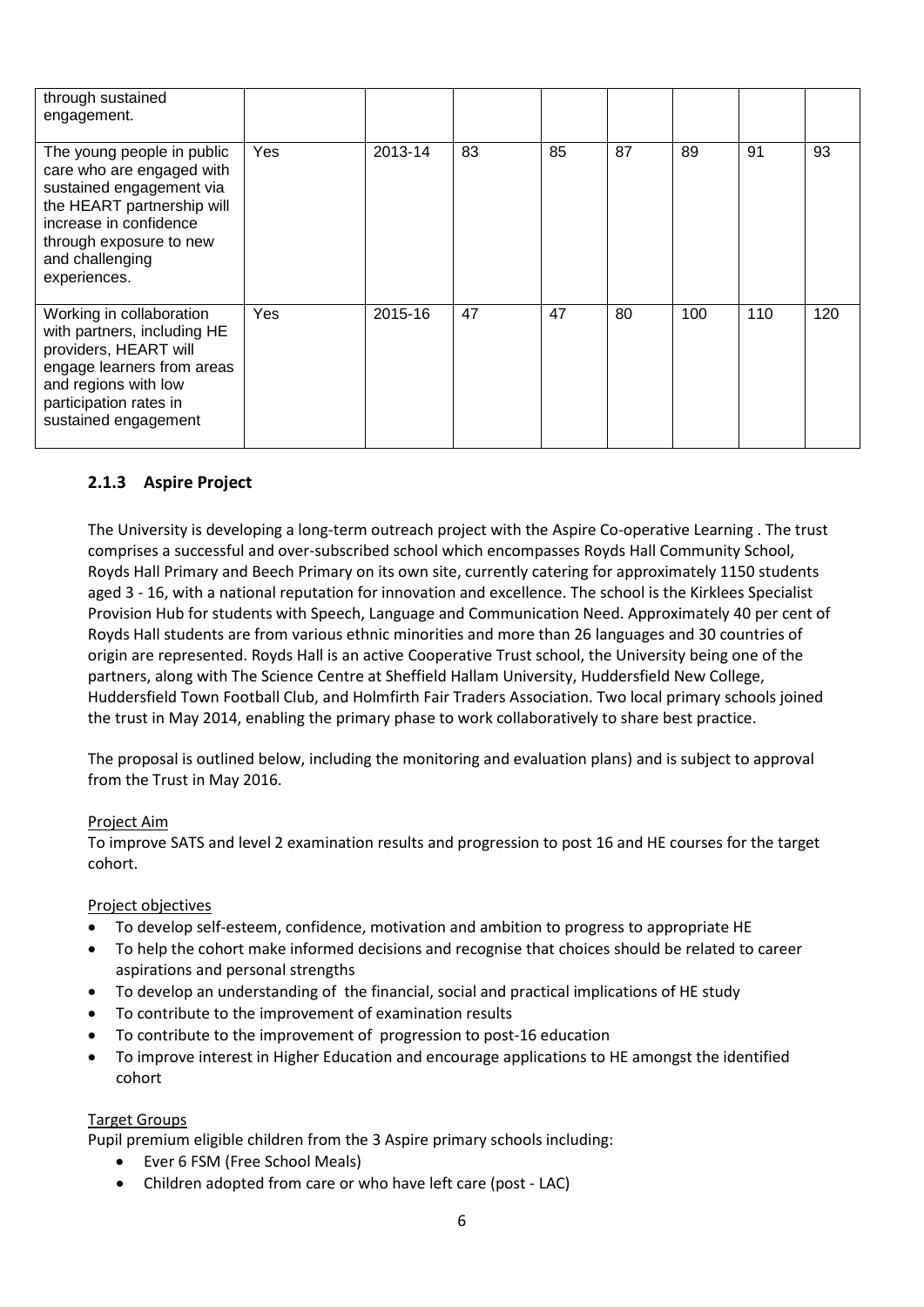| | | | | | | | | |
|---|---|---|---|---|---|---|---|---|
| through sustained engagement. | | | | | | | | |
| The young people in public care who are engaged with sustained engagement via the HEART partnership will increase in confidence through exposure to new and challenging experiences. | Yes | 2013-14 | 83 | 85 | 87 | 89 | 91 | 93 |
| Working in collaboration with partners, including HE providers, HEART will engage learners from areas and regions with low participation rates in sustained engagement | Yes | 2015-16 | 47 | 47 | 80 | 100 | 110 | 120 |

### 2.1.3 Aspire Project

The University is developing a long-term outreach project with the Aspire Co-operative Learning . The trust comprises a successful and over-subscribed school which encompasses Royds Hall Community School, Royds Hall Primary and Beech Primary on its own site, currently catering for approximately 1150 students aged 3 - 16, with a national reputation for innovation and excellence. The school is the Kirklees Specialist Provision Hub for students with Speech, Language and Communication Need. Approximately 40 per cent of Royds Hall students are from various ethnic minorities and more than 26 languages and 30 countries of origin are represented. Royds Hall is an active Cooperative Trust school, the University being one of the partners, along with The Science Centre at Sheffield Hallam University, Huddersfield New College, Huddersfield Town Football Club, and Holmfirth Fair Traders Association. Two local primary schools joined the trust in May 2014, enabling the primary phase to work collaboratively to share best practice.

The proposal is outlined below, including the monitoring and evaluation plans) and is subject to approval from the Trust in May 2016.

Project Aim

To improve SATS and level 2 examination results and progression to post 16 and HE courses for the target cohort.

Project objectives

- To develop self-esteem, confidence, motivation and ambition to progress to appropriate HE
- To help the cohort make informed decisions and recognise that choices should be related to career aspirations and personal strengths
- To develop an understanding of the financial, social and practical implications of HE study
- To contribute to the improvement of examination results
- To contribute to the improvement of progression to post-16 education
- To improve interest in Higher Education and encourage applications to HE amongst the identified cohort

Target Groups

Pupil premium eligible children from the 3 Aspire primary schools including:

- Ever 6 FSM (Free School Meals)
- Children adopted from care or who have left care (post - LAC)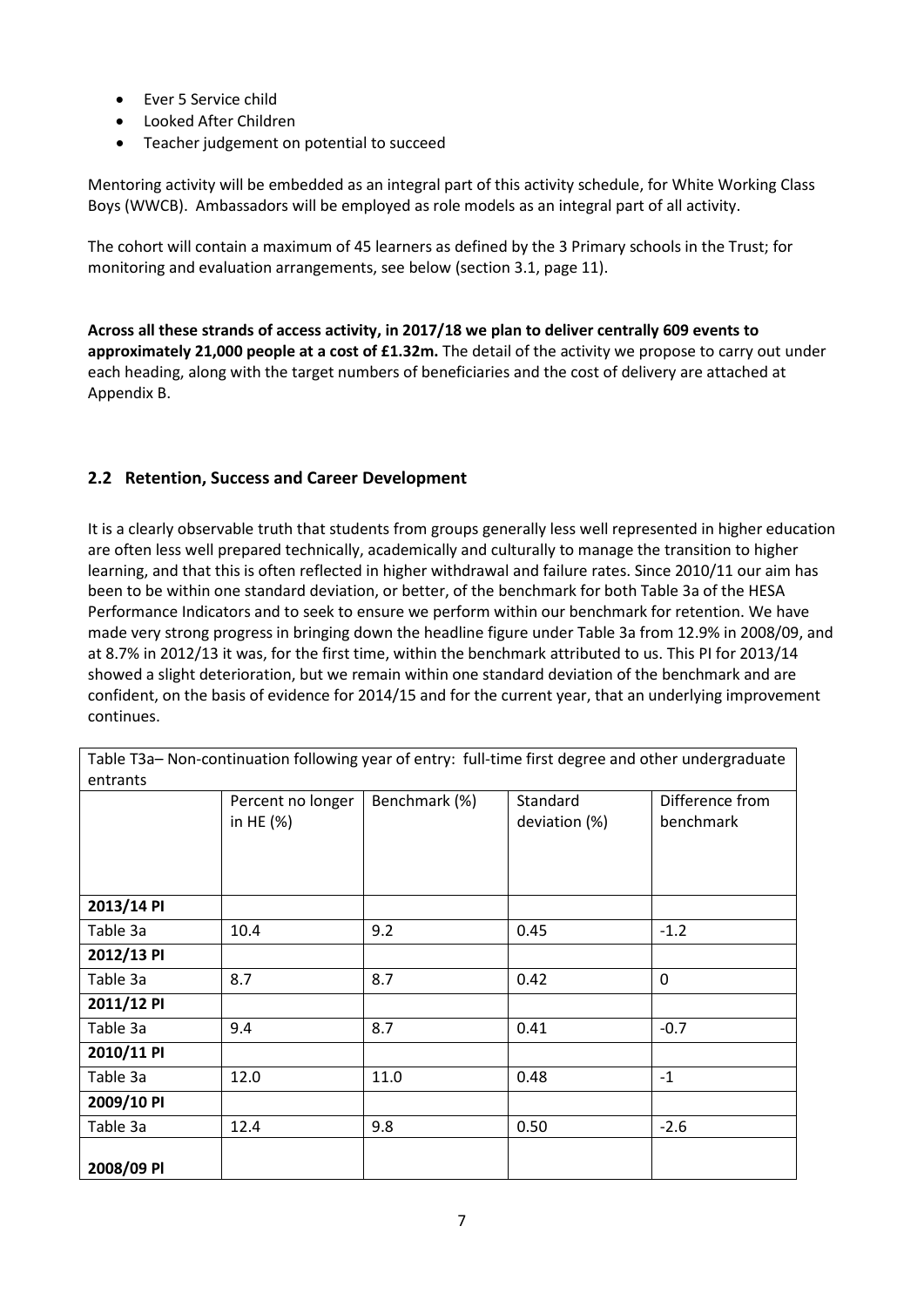- Ever 5 Service child
- Looked After Children
- Teacher judgement on potential to succeed

Mentoring activity will be embedded as an integral part of this activity schedule, for White Working Class Boys (WWCB). Ambassadors will be employed as role models as an integral part of all activity.

The cohort will contain a maximum of 45 learners as defined by the 3 Primary schools in the Trust; for monitoring and evaluation arrangements, see below (section 3.1, page 11).

**Across all these strands of access activity, in 2017/18 we plan to deliver centrally 609 events to approximately 21,000 people at a cost of £1.32m.** The detail of the activity we propose to carry out under each heading, along with the target numbers of beneficiaries and the cost of delivery are attached at Appendix B.

## 2.2 Retention, Success and Career Development

It is a clearly observable truth that students from groups generally less well represented in higher education are often less well prepared technically, academically and culturally to manage the transition to higher learning, and that this is often reflected in higher withdrawal and failure rates. Since 2010/11 our aim has been to be within one standard deviation, or better, of the benchmark for both Table 3a of the HESA Performance Indicators and to seek to ensure we perform within our benchmark for retention. We have made very strong progress in bringing down the headline figure under Table 3a from 12.9% in 2008/09, and at 8.7% in 2012/13 it was, for the first time, within the benchmark attributed to us. This PI for 2013/14 showed a slight deterioration, but we remain within one standard deviation of the benchmark and are confident, on the basis of evidence for 2014/15 and for the current year, that an underlying improvement continues.

| Table T3a– Non-continuation following year of entry: full-time first degree and other undergraduate entrants | | | | |
|---|---|---|---|---|
| | Percent no longer in HE (%) | Benchmark (%) | Standard deviation (%) | Difference from benchmark |
| **2013/14 PI** | | | | |
| Table 3a | 10.4 | 9.2 | 0.45 | -1.2 |
| **2012/13 PI** | | | | |
| Table 3a | 8.7 | 8.7 | 0.42 | 0 |
| **2011/12 PI** | | | | |
| Table 3a | 9.4 | 8.7 | 0.41 | -0.7 |
| **2010/11 PI** | | | | |
| Table 3a | 12.0 | 11.0 | 0.48 | -1 |
| **2009/10 PI** | | | | |
| Table 3a | 12.4 | 9.8 | 0.50 | -2.6 |
| **2008/09 PI** | | | | |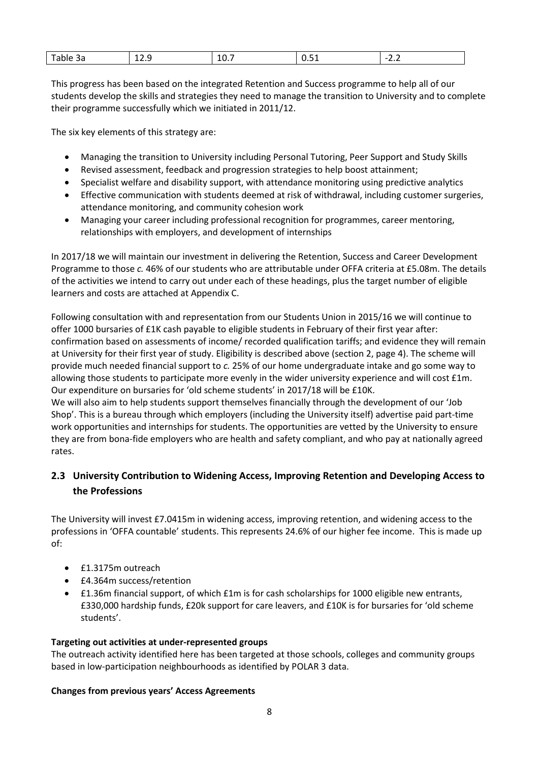| Table 3a | 12.9 | 10.7 | 0.51 | -2.2 |
|---|---|---|---|---|

This progress has been based on the integrated Retention and Success programme to help all of our students develop the skills and strategies they need to manage the transition to University and to complete their programme successfully which we initiated in 2011/12.

The six key elements of this strategy are:

- Managing the transition to University including Personal Tutoring, Peer Support and Study Skills
- Revised assessment, feedback and progression strategies to help boost attainment;
- Specialist welfare and disability support, with attendance monitoring using predictive analytics
- Effective communication with students deemed at risk of withdrawal, including customer surgeries, attendance monitoring, and community cohesion work
- Managing your career including professional recognition for programmes, career mentoring, relationships with employers, and development of internships

In 2017/18 we will maintain our investment in delivering the Retention, Success and Career Development Programme to those *c.* 46% of our students who are attributable under OFFA criteria at £5.08m. The details of the activities we intend to carry out under each of these headings, plus the target number of eligible learners and costs are attached at Appendix C.

Following consultation with and representation from our Students Union in 2015/16 we will continue to offer 1000 bursaries of £1K cash payable to eligible students in February of their first year after: confirmation based on assessments of income/ recorded qualification tariffs; and evidence they will remain at University for their first year of study. Eligibility is described above (section 2, page 4). The scheme will provide much needed financial support to *c.* 25% of our home undergraduate intake and go some way to allowing those students to participate more evenly in the wider university experience and will cost £1m. Our expenditure on bursaries for 'old scheme students' in 2017/18 will be £10K.

We will also aim to help students support themselves financially through the development of our 'Job Shop'. This is a bureau through which employers (including the University itself) advertise paid part-time work opportunities and internships for students. The opportunities are vetted by the University to ensure they are from bona-fide employers who are health and safety compliant, and who pay at nationally agreed rates.

## 2.3 University Contribution to Widening Access, Improving Retention and Developing Access to the Professions

The University will invest £7.0415m in widening access, improving retention, and widening access to the professions in 'OFFA countable' students. This represents 24.6% of our higher fee income. This is made up of:

- £1.3175m outreach
- £4.364m success/retention
- £1.36m financial support, of which £1m is for cash scholarships for 1000 eligible new entrants, £330,000 hardship funds, £20k support for care leavers, and £10K is for bursaries for 'old scheme students'.

**Targeting out activities at under-represented groups**

The outreach activity identified here has been targeted at those schools, colleges and community groups based in low-participation neighbourhoods as identified by POLAR 3 data.

**Changes from previous years' Access Agreements**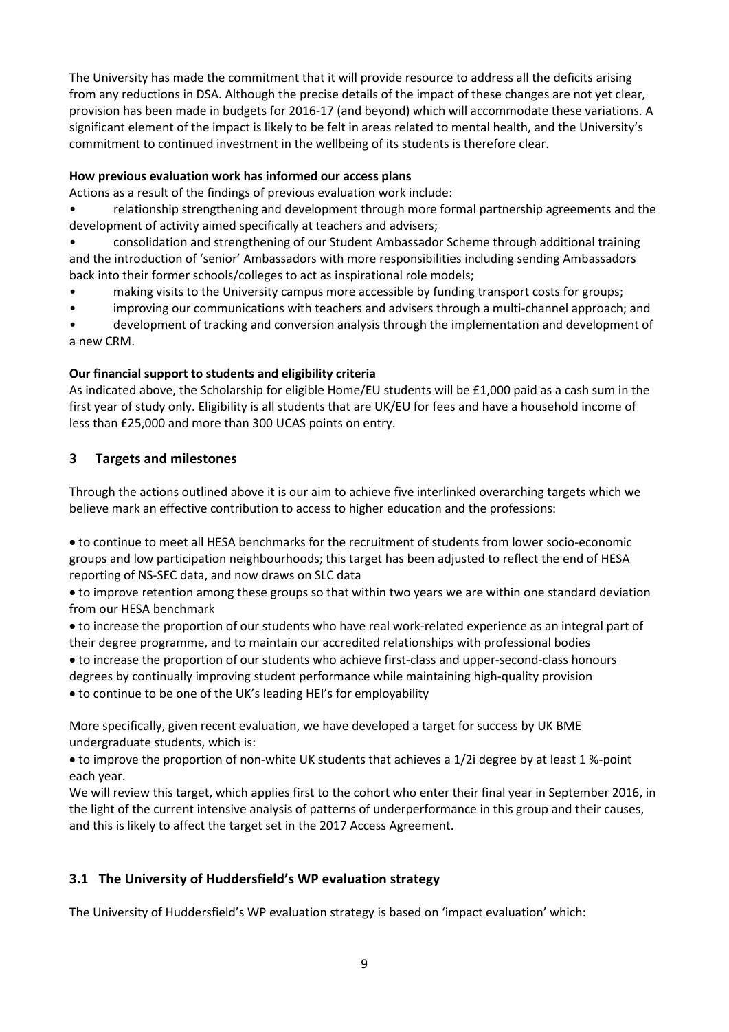The University has made the commitment that it will provide resource to address all the deficits arising from any reductions in DSA. Although the precise details of the impact of these changes are not yet clear, provision has been made in budgets for 2016-17 (and beyond) which will accommodate these variations. A significant element of the impact is likely to be felt in areas related to mental health, and the University's commitment to continued investment in the wellbeing of its students is therefore clear.

**How previous evaluation work has informed our access plans**

Actions as a result of the findings of previous evaluation work include:

- relationship strengthening and development through more formal partnership agreements and the development of activity aimed specifically at teachers and advisers;
- consolidation and strengthening of our Student Ambassador Scheme through additional training and the introduction of 'senior' Ambassadors with more responsibilities including sending Ambassadors back into their former schools/colleges to act as inspirational role models;
- making visits to the University campus more accessible by funding transport costs for groups;
- improving our communications with teachers and advisers through a multi-channel approach; and
- development of tracking and conversion analysis through the implementation and development of a new CRM.

**Our financial support to students and eligibility criteria**

As indicated above, the Scholarship for eligible Home/EU students will be £1,000 paid as a cash sum in the first year of study only. Eligibility is all students that are UK/EU for fees and have a household income of less than £25,000 and more than 300 UCAS points on entry.

## 3 Targets and milestones

Through the actions outlined above it is our aim to achieve five interlinked overarching targets which we believe mark an effective contribution to access to higher education and the professions:

- to continue to meet all HESA benchmarks for the recruitment of students from lower socio-economic groups and low participation neighbourhoods; this target has been adjusted to reflect the end of HESA reporting of NS-SEC data, and now draws on SLC data
- to improve retention among these groups so that within two years we are within one standard deviation from our HESA benchmark
- to increase the proportion of our students who have real work-related experience as an integral part of their degree programme, and to maintain our accredited relationships with professional bodies
- to increase the proportion of our students who achieve first-class and upper-second-class honours degrees by continually improving student performance while maintaining high-quality provision
- to continue to be one of the UK's leading HEI's for employability

More specifically, given recent evaluation, we have developed a target for success by UK BME undergraduate students, which is:

- to improve the proportion of non-white UK students that achieves a 1/2i degree by at least 1 %-point each year.

We will review this target, which applies first to the cohort who enter their final year in September 2016, in the light of the current intensive analysis of patterns of underperformance in this group and their causes, and this is likely to affect the target set in the 2017 Access Agreement.

### 3.1 The University of Huddersfield's WP evaluation strategy

The University of Huddersfield's WP evaluation strategy is based on 'impact evaluation' which: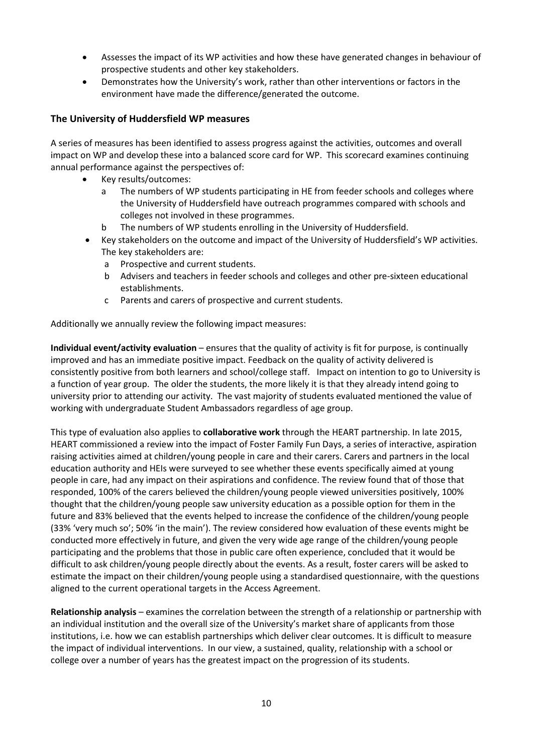- Assesses the impact of its WP activities and how these have generated changes in behaviour of prospective students and other key stakeholders.
- Demonstrates how the University's work, rather than other interventions or factors in the environment have made the difference/generated the outcome.

### The University of Huddersfield WP measures

A series of measures has been identified to assess progress against the activities, outcomes and overall impact on WP and develop these into a balanced score card for WP. This scorecard examines continuing annual performance against the perspectives of:

- Key results/outcomes:
  a The numbers of WP students participating in HE from feeder schools and colleges where the University of Huddersfield have outreach programmes compared with schools and colleges not involved in these programmes.
  b The numbers of WP students enrolling in the University of Huddersfield.
- Key stakeholders on the outcome and impact of the University of Huddersfield's WP activities. The key stakeholders are:
  a Prospective and current students.
  b Advisers and teachers in feeder schools and colleges and other pre-sixteen educational establishments.
  c Parents and carers of prospective and current students.

Additionally we annually review the following impact measures:

**Individual event/activity evaluation** – ensures that the quality of activity is fit for purpose, is continually improved and has an immediate positive impact. Feedback on the quality of activity delivered is consistently positive from both learners and school/college staff. Impact on intention to go to University is a function of year group. The older the students, the more likely it is that they already intend going to university prior to attending our activity. The vast majority of students evaluated mentioned the value of working with undergraduate Student Ambassadors regardless of age group.

This type of evaluation also applies to **collaborative work** through the HEART partnership. In late 2015, HEART commissioned a review into the impact of Foster Family Fun Days, a series of interactive, aspiration raising activities aimed at children/young people in care and their carers. Carers and partners in the local education authority and HEIs were surveyed to see whether these events specifically aimed at young people in care, had any impact on their aspirations and confidence. The review found that of those that responded, 100% of the carers believed the children/young people viewed universities positively, 100% thought that the children/young people saw university education as a possible option for them in the future and 83% believed that the events helped to increase the confidence of the children/young people (33% 'very much so'; 50% 'in the main'). The review considered how evaluation of these events might be conducted more effectively in future, and given the very wide age range of the children/young people participating and the problems that those in public care often experience, concluded that it would be difficult to ask children/young people directly about the events. As a result, foster carers will be asked to estimate the impact on their children/young people using a standardised questionnaire, with the questions aligned to the current operational targets in the Access Agreement.

**Relationship analysis** – examines the correlation between the strength of a relationship or partnership with an individual institution and the overall size of the University's market share of applicants from those institutions, i.e. how we can establish partnerships which deliver clear outcomes. It is difficult to measure the impact of individual interventions. In our view, a sustained, quality, relationship with a school or college over a number of years has the greatest impact on the progression of its students.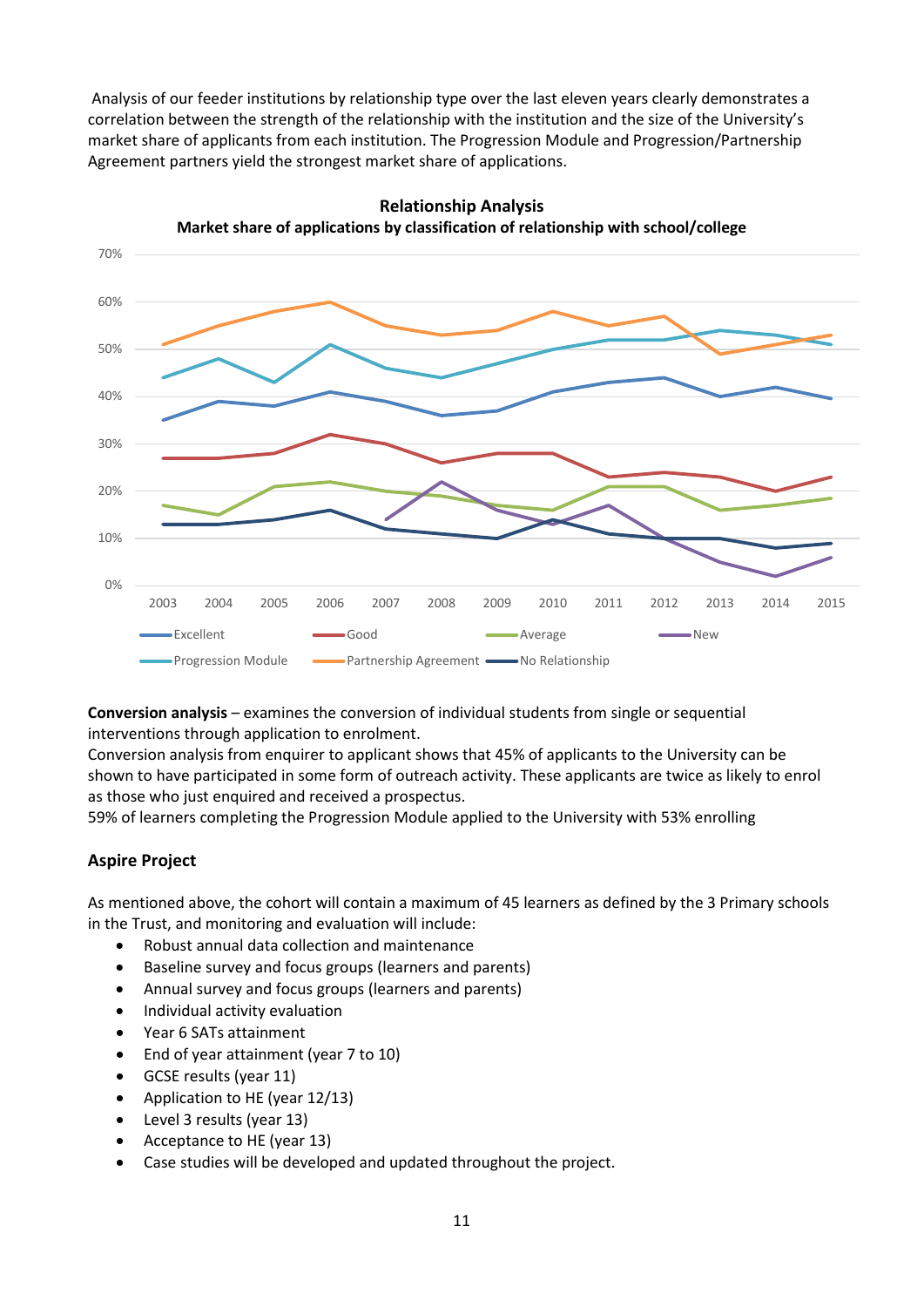Analysis of our feeder institutions by relationship type over the last eleven years clearly demonstrates a correlation between the strength of the relationship with the institution and the size of the University's market share of applicants from each institution. The Progression Module and Progression/Partnership Agreement partners yield the strongest market share of applications.

**Relationship Analysis**
**Market share of applications by classification of relationship with school/college**

**Conversion analysis** – examines the conversion of individual students from single or sequential interventions through application to enrolment.
Conversion analysis from enquirer to applicant shows that 45% of applicants to the University can be shown to have participated in some form of outreach activity. These applicants are twice as likely to enrol as those who just enquired and received a prospectus.
59% of learners completing the Progression Module applied to the University with 53% enrolling

## Aspire Project

As mentioned above, the cohort will contain a maximum of 45 learners as defined by the 3 Primary schools in the Trust, and monitoring and evaluation will include:

- Robust annual data collection and maintenance
- Baseline survey and focus groups (learners and parents)
- Annual survey and focus groups (learners and parents)
- Individual activity evaluation
- Year 6 SATs attainment
- End of year attainment (year 7 to 10)
- GCSE results (year 11)
- Application to HE (year 12/13)
- Level 3 results (year 13)
- Acceptance to HE (year 13)
- Case studies will be developed and updated throughout the project.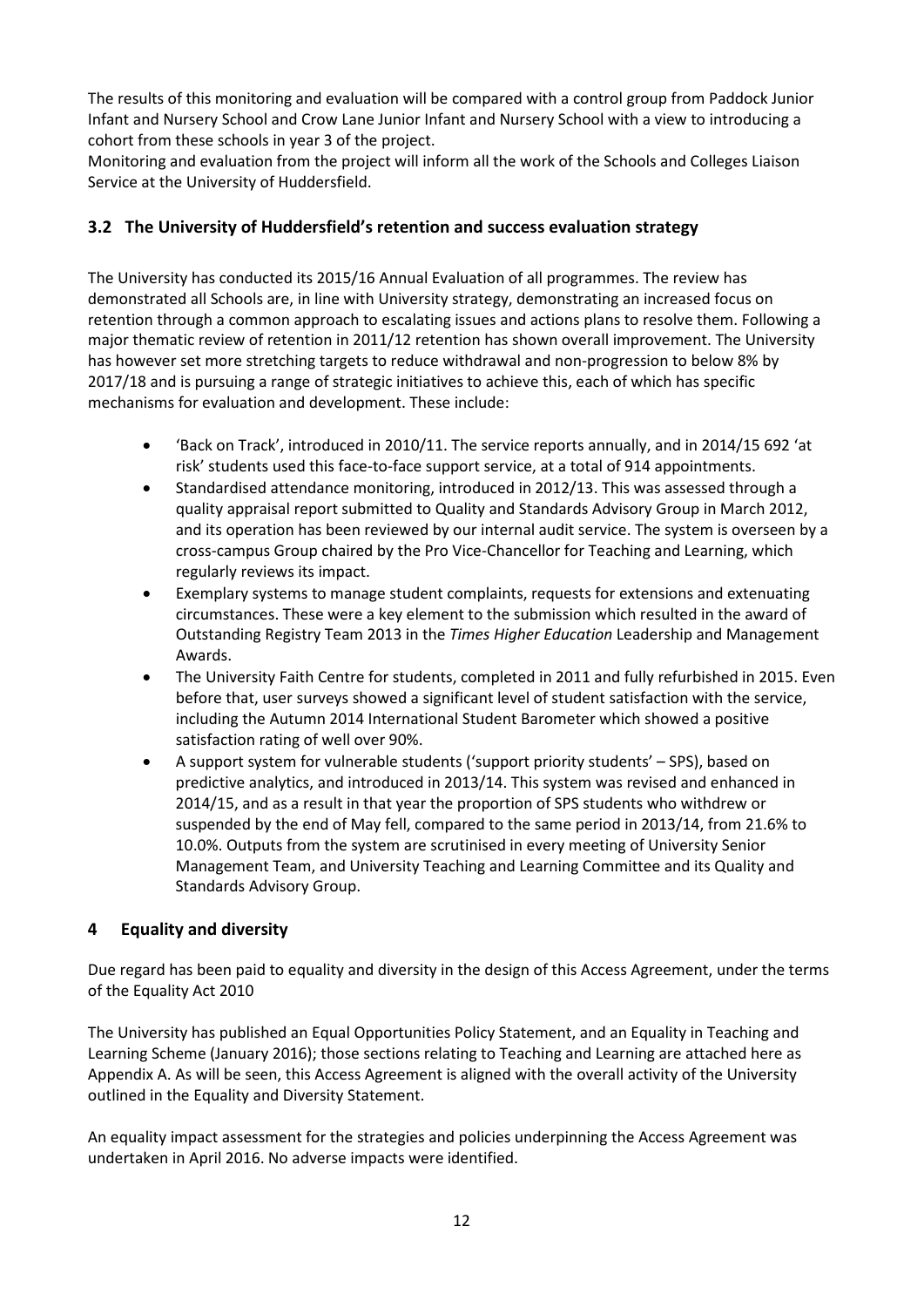The results of this monitoring and evaluation will be compared with a control group from Paddock Junior Infant and Nursery School and Crow Lane Junior Infant and Nursery School with a view to introducing a cohort from these schools in year 3 of the project.
Monitoring and evaluation from the project will inform all the work of the Schools and Colleges Liaison Service at the University of Huddersfield.

### 3.2 The University of Huddersfield's retention and success evaluation strategy

The University has conducted its 2015/16 Annual Evaluation of all programmes. The review has demonstrated all Schools are, in line with University strategy, demonstrating an increased focus on retention through a common approach to escalating issues and actions plans to resolve them. Following a major thematic review of retention in 2011/12 retention has shown overall improvement. The University has however set more stretching targets to reduce withdrawal and non-progression to below 8% by 2017/18 and is pursuing a range of strategic initiatives to achieve this, each of which has specific mechanisms for evaluation and development. These include:

- 'Back on Track', introduced in 2010/11. The service reports annually, and in 2014/15 692 'at risk' students used this face-to-face support service, at a total of 914 appointments.
- Standardised attendance monitoring, introduced in 2012/13. This was assessed through a quality appraisal report submitted to Quality and Standards Advisory Group in March 2012, and its operation has been reviewed by our internal audit service. The system is overseen by a cross-campus Group chaired by the Pro Vice-Chancellor for Teaching and Learning, which regularly reviews its impact.
- Exemplary systems to manage student complaints, requests for extensions and extenuating circumstances. These were a key element to the submission which resulted in the award of Outstanding Registry Team 2013 in the *Times Higher Education* Leadership and Management Awards.
- The University Faith Centre for students, completed in 2011 and fully refurbished in 2015. Even before that, user surveys showed a significant level of student satisfaction with the service, including the Autumn 2014 International Student Barometer which showed a positive satisfaction rating of well over 90%.
- A support system for vulnerable students ('support priority students' – SPS), based on predictive analytics, and introduced in 2013/14. This system was revised and enhanced in 2014/15, and as a result in that year the proportion of SPS students who withdrew or suspended by the end of May fell, compared to the same period in 2013/14, from 21.6% to 10.0%. Outputs from the system are scrutinised in every meeting of University Senior Management Team, and University Teaching and Learning Committee and its Quality and Standards Advisory Group.

## 4 Equality and diversity

Due regard has been paid to equality and diversity in the design of this Access Agreement, under the terms of the Equality Act 2010

The University has published an Equal Opportunities Policy Statement, and an Equality in Teaching and Learning Scheme (January 2016); those sections relating to Teaching and Learning are attached here as Appendix A. As will be seen, this Access Agreement is aligned with the overall activity of the University outlined in the Equality and Diversity Statement.

An equality impact assessment for the strategies and policies underpinning the Access Agreement was undertaken in April 2016. No adverse impacts were identified.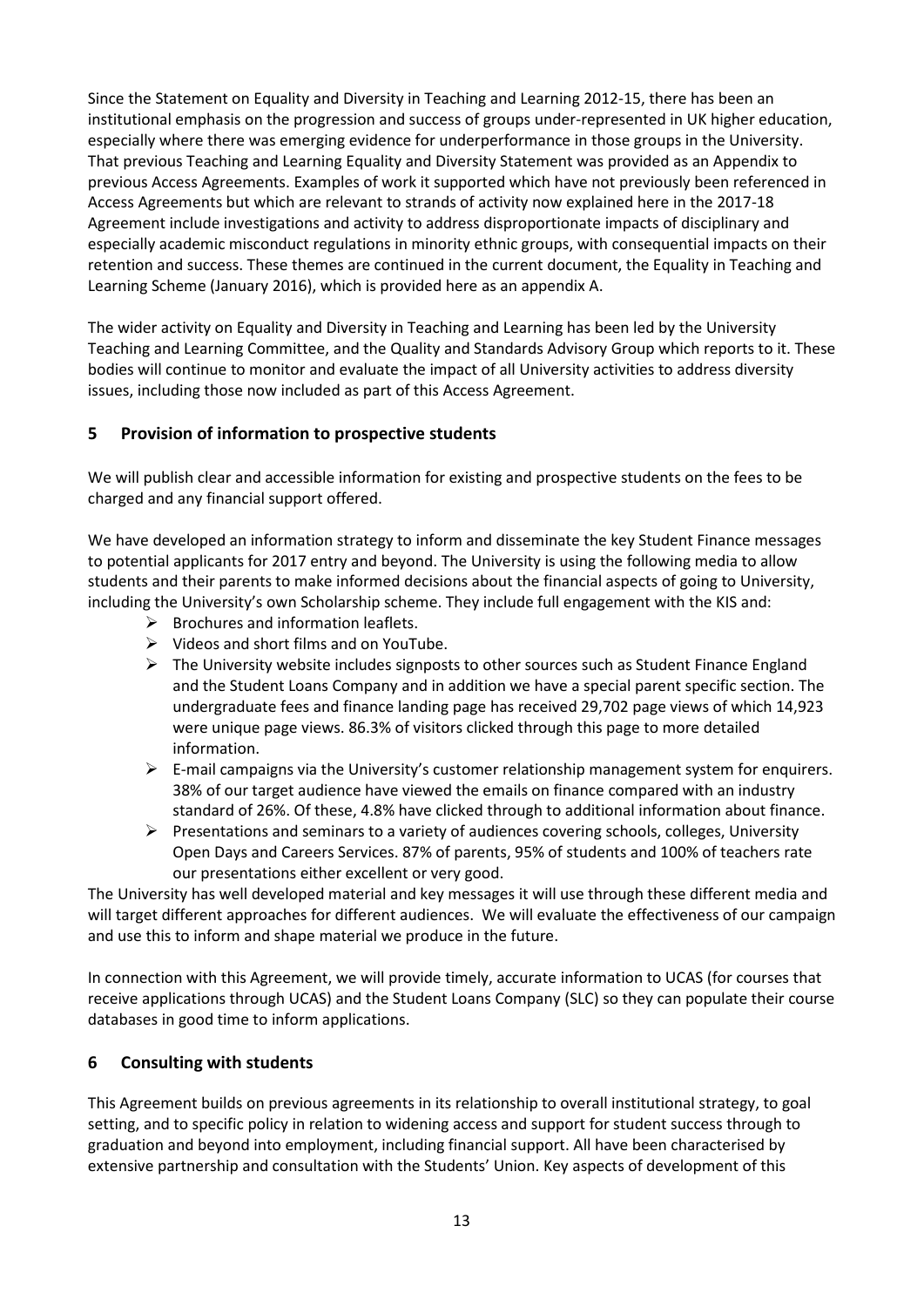Since the Statement on Equality and Diversity in Teaching and Learning 2012-15, there has been an institutional emphasis on the progression and success of groups under-represented in UK higher education, especially where there was emerging evidence for underperformance in those groups in the University. That previous Teaching and Learning Equality and Diversity Statement was provided as an Appendix to previous Access Agreements. Examples of work it supported which have not previously been referenced in Access Agreements but which are relevant to strands of activity now explained here in the 2017-18 Agreement include investigations and activity to address disproportionate impacts of disciplinary and especially academic misconduct regulations in minority ethnic groups, with consequential impacts on their retention and success. These themes are continued in the current document, the Equality in Teaching and Learning Scheme (January 2016), which is provided here as an appendix A.

The wider activity on Equality and Diversity in Teaching and Learning has been led by the University Teaching and Learning Committee, and the Quality and Standards Advisory Group which reports to it. These bodies will continue to monitor and evaluate the impact of all University activities to address diversity issues, including those now included as part of this Access Agreement.

## 5 Provision of information to prospective students

We will publish clear and accessible information for existing and prospective students on the fees to be charged and any financial support offered.

We have developed an information strategy to inform and disseminate the key Student Finance messages to potential applicants for 2017 entry and beyond. The University is using the following media to allow students and their parents to make informed decisions about the financial aspects of going to University, including the University's own Scholarship scheme. They include full engagement with the KIS and:

- Brochures and information leaflets.
- Videos and short films and on YouTube.
- The University website includes signposts to other sources such as Student Finance England and the Student Loans Company and in addition we have a special parent specific section. The undergraduate fees and finance landing page has received 29,702 page views of which 14,923 were unique page views. 86.3% of visitors clicked through this page to more detailed information.
- E-mail campaigns via the University's customer relationship management system for enquirers. 38% of our target audience have viewed the emails on finance compared with an industry standard of 26%. Of these, 4.8% have clicked through to additional information about finance.
- Presentations and seminars to a variety of audiences covering schools, colleges, University Open Days and Careers Services. 87% of parents, 95% of students and 100% of teachers rate our presentations either excellent or very good.

The University has well developed material and key messages it will use through these different media and will target different approaches for different audiences. We will evaluate the effectiveness of our campaign and use this to inform and shape material we produce in the future.

In connection with this Agreement, we will provide timely, accurate information to UCAS (for courses that receive applications through UCAS) and the Student Loans Company (SLC) so they can populate their course databases in good time to inform applications.

## 6 Consulting with students

This Agreement builds on previous agreements in its relationship to overall institutional strategy, to goal setting, and to specific policy in relation to widening access and support for student success through to graduation and beyond into employment, including financial support. All have been characterised by extensive partnership and consultation with the Students' Union. Key aspects of development of this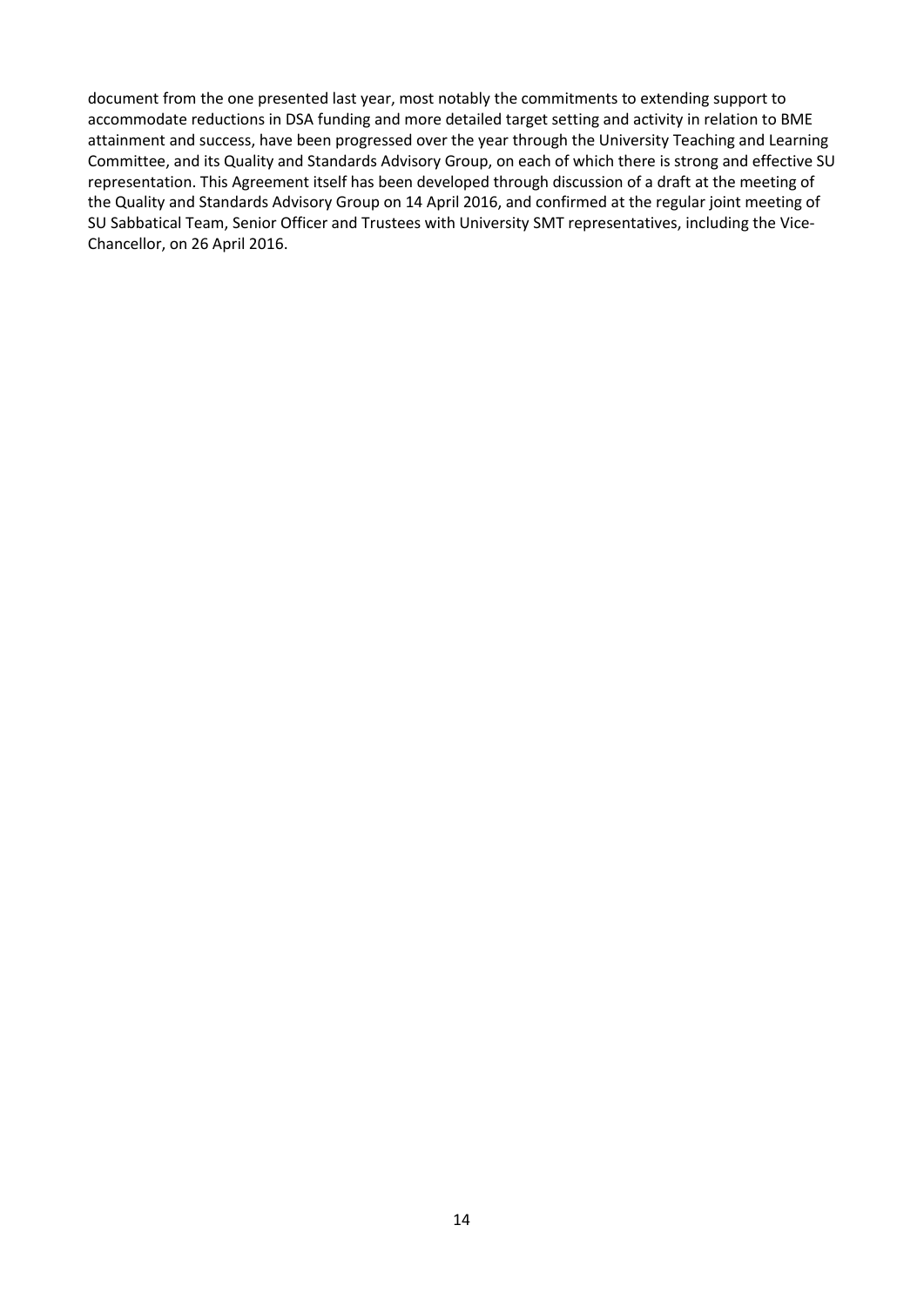document from the one presented last year, most notably the commitments to extending support to accommodate reductions in DSA funding and more detailed target setting and activity in relation to BME attainment and success, have been progressed over the year through the University Teaching and Learning Committee, and its Quality and Standards Advisory Group, on each of which there is strong and effective SU representation. This Agreement itself has been developed through discussion of a draft at the meeting of the Quality and Standards Advisory Group on 14 April 2016, and confirmed at the regular joint meeting of SU Sabbatical Team, Senior Officer and Trustees with University SMT representatives, including the Vice-Chancellor, on 26 April 2016.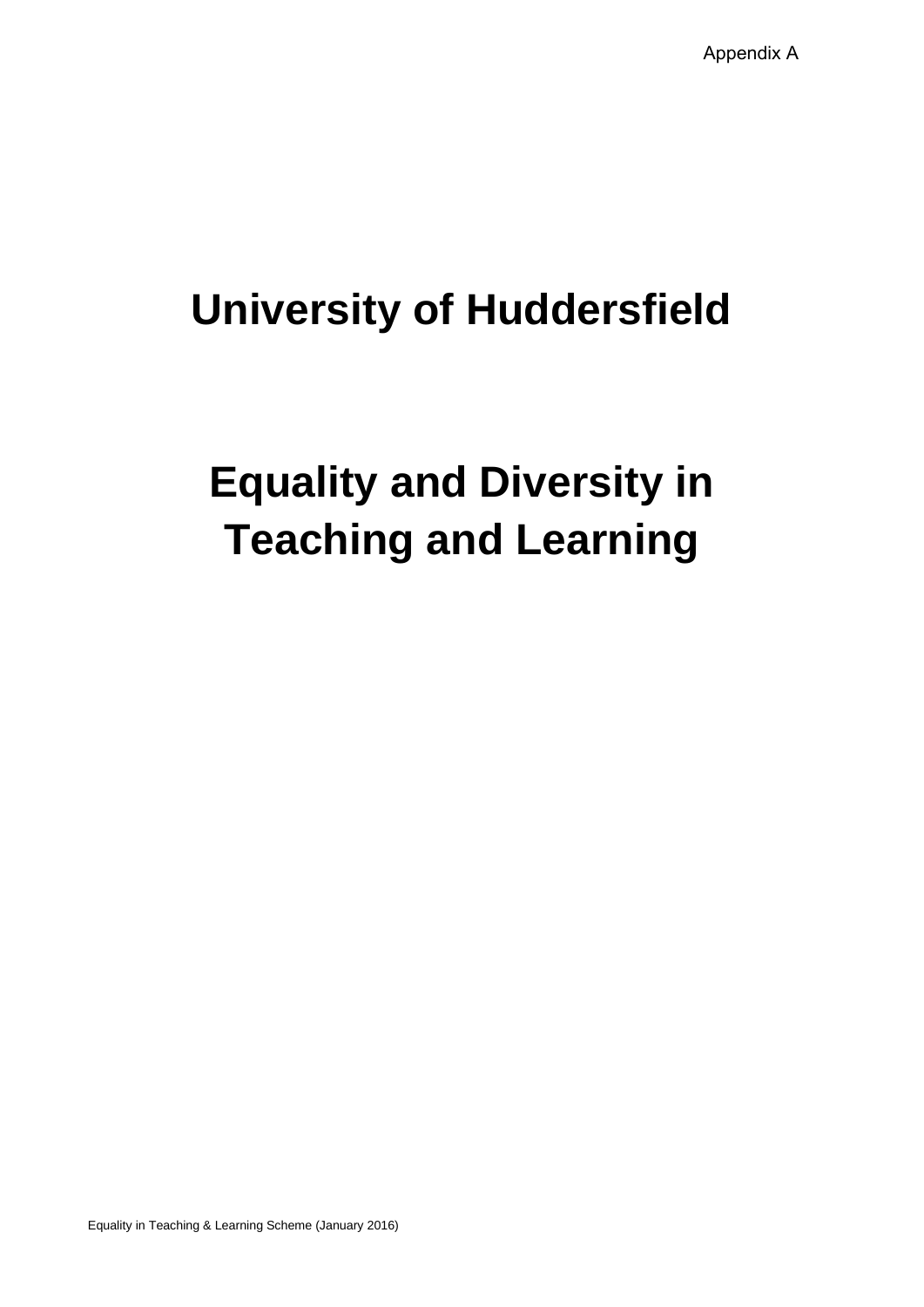Appendix A

# University of Huddersfield

# Equality and Diversity in Teaching and Learning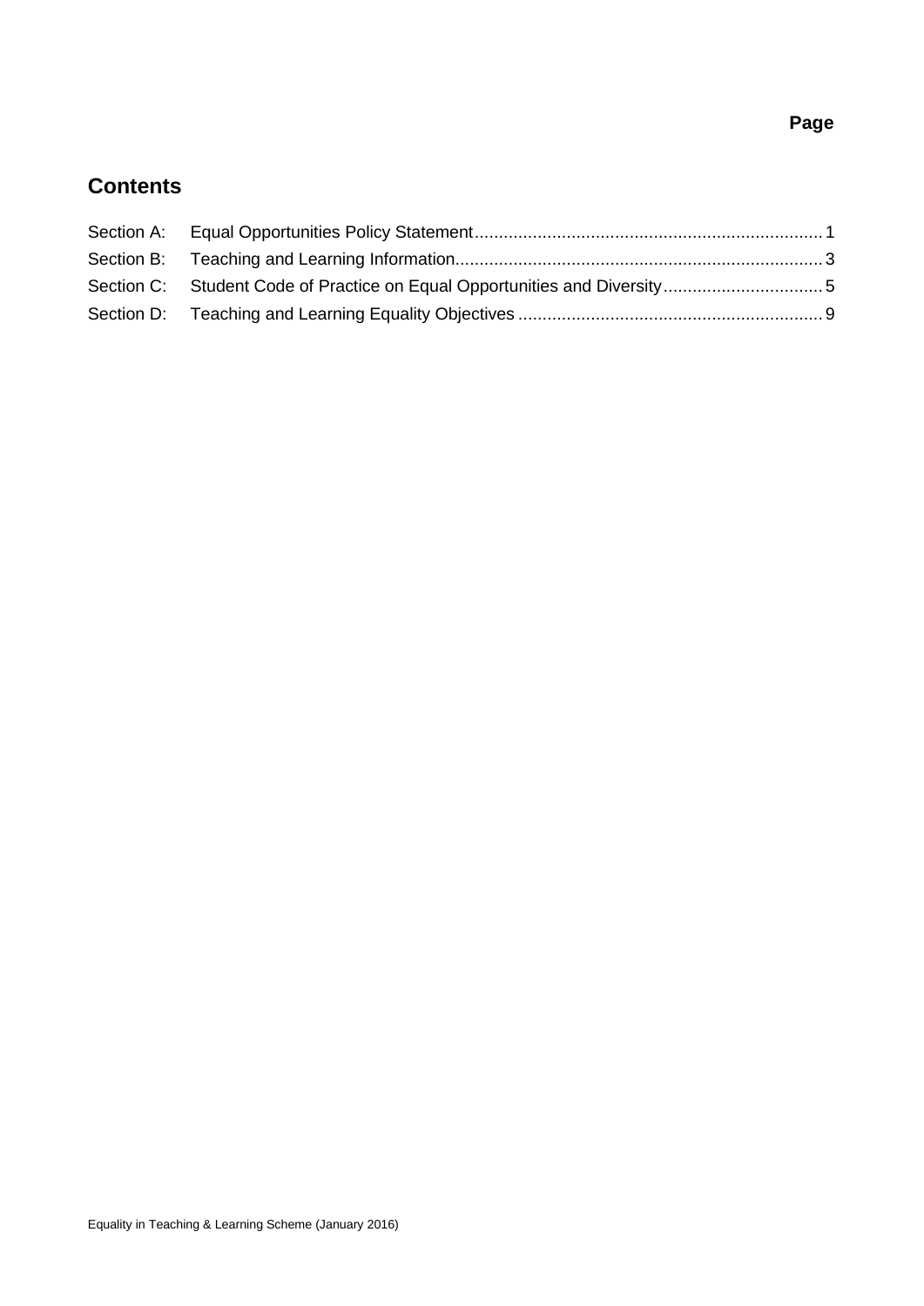**Page**

## Contents

| | | |
|---|---|---|
| Section A: | Equal Opportunities Policy Statement | 1 |
| Section B: | Teaching and Learning Information | 3 |
| Section C: | Student Code of Practice on Equal Opportunities and Diversity | 5 |
| Section D: | Teaching and Learning Equality Objectives | 9 |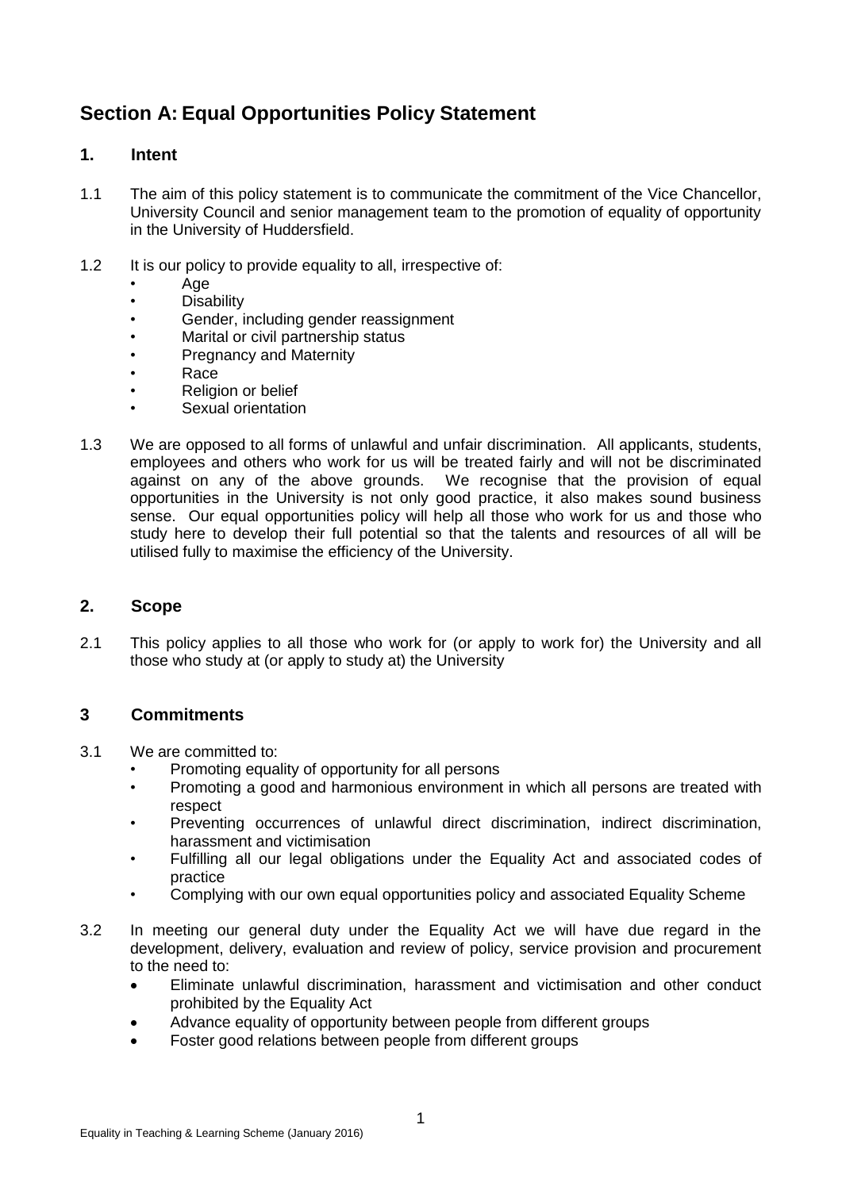# Section A: Equal Opportunities Policy Statement

## 1. Intent

1.1 The aim of this policy statement is to communicate the commitment of the Vice Chancellor, University Council and senior management team to the promotion of equality of opportunity in the University of Huddersfield.

1.2 It is our policy to provide equality to all, irrespective of:

- Age
- Disability
- Gender, including gender reassignment
- Marital or civil partnership status
- Pregnancy and Maternity
- Race
- Religion or belief
- Sexual orientation

1.3 We are opposed to all forms of unlawful and unfair discrimination. All applicants, students, employees and others who work for us will be treated fairly and will not be discriminated against on any of the above grounds. We recognise that the provision of equal opportunities in the University is not only good practice, it also makes sound business sense. Our equal opportunities policy will help all those who work for us and those who study here to develop their full potential so that the talents and resources of all will be utilised fully to maximise the efficiency of the University.

## 2. Scope

2.1 This policy applies to all those who work for (or apply to work for) the University and all those who study at (or apply to study at) the University

## 3 Commitments

3.1 We are committed to:

- Promoting equality of opportunity for all persons
- Promoting a good and harmonious environment in which all persons are treated with respect
- Preventing occurrences of unlawful direct discrimination, indirect discrimination, harassment and victimisation
- Fulfilling all our legal obligations under the Equality Act and associated codes of practice
- Complying with our own equal opportunities policy and associated Equality Scheme

3.2 In meeting our general duty under the Equality Act we will have due regard in the development, delivery, evaluation and review of policy, service provision and procurement to the need to:

- Eliminate unlawful discrimination, harassment and victimisation and other conduct prohibited by the Equality Act
- Advance equality of opportunity between people from different groups
- Foster good relations between people from different groups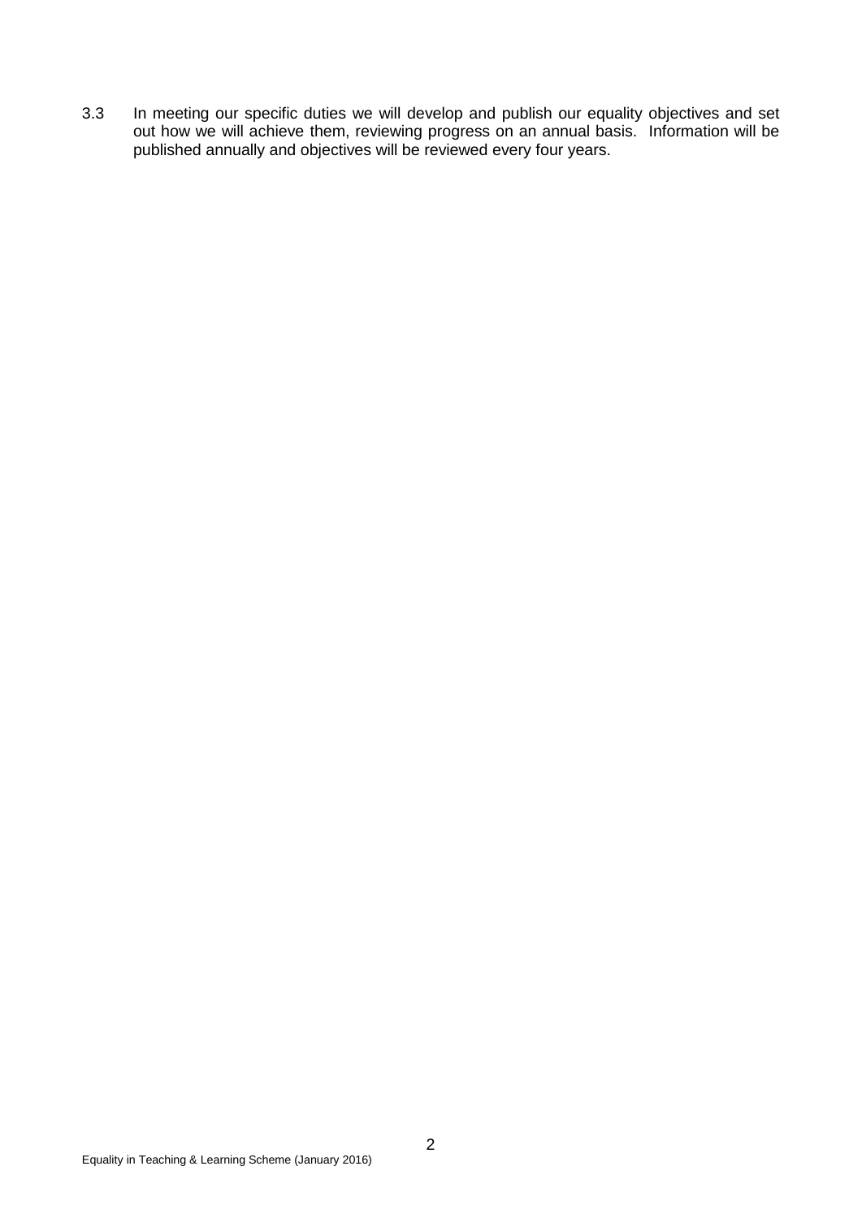3.3 In meeting our specific duties we will develop and publish our equality objectives and set out how we will achieve them, reviewing progress on an annual basis. Information will be published annually and objectives will be reviewed every four years.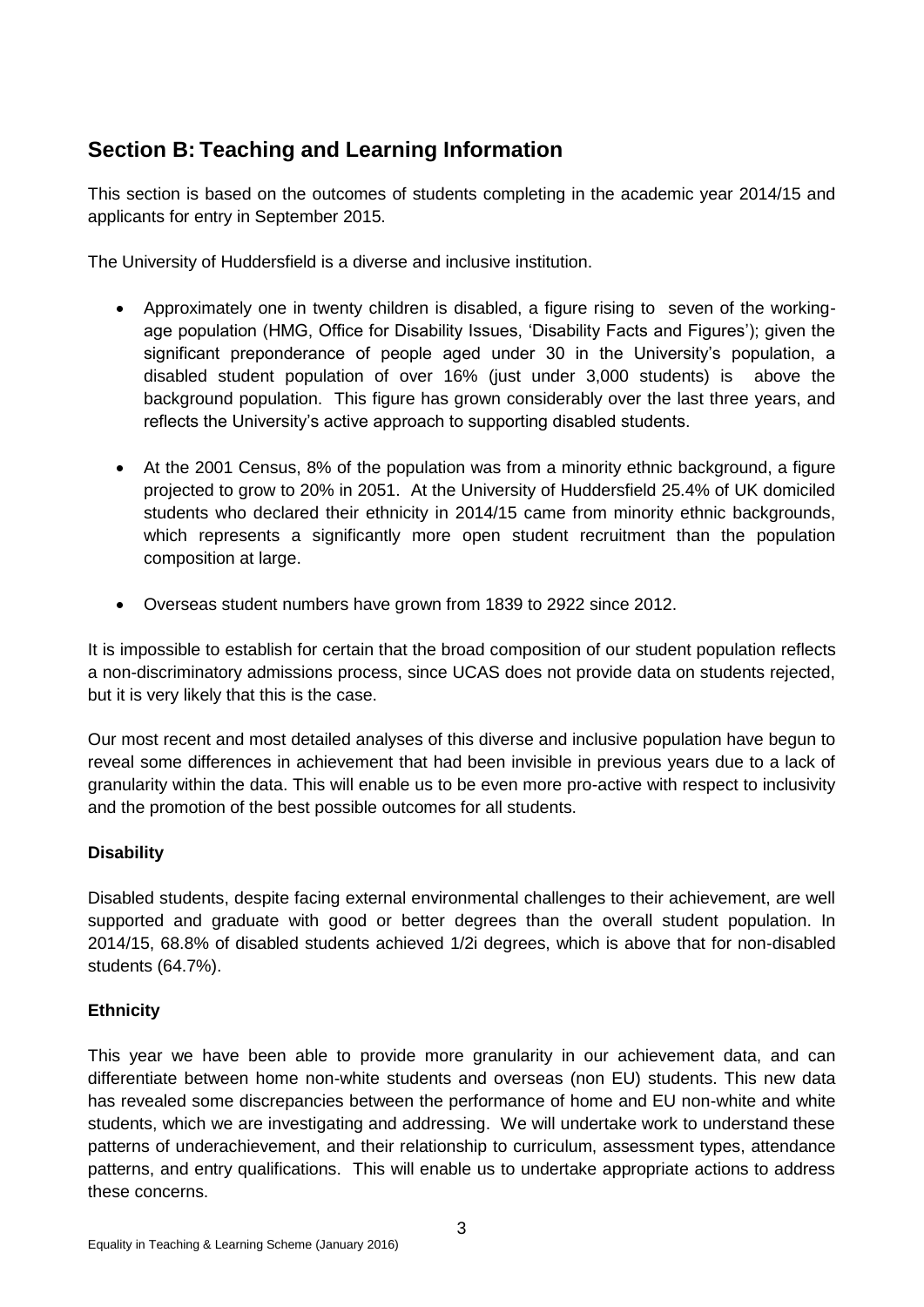## Section B: Teaching and Learning Information

This section is based on the outcomes of students completing in the academic year 2014/15 and applicants for entry in September 2015.

The University of Huddersfield is a diverse and inclusive institution.

- Approximately one in twenty children is disabled, a figure rising to seven of the working-age population (HMG, Office for Disability Issues, 'Disability Facts and Figures'); given the significant preponderance of people aged under 30 in the University's population, a disabled student population of over 16% (just under 3,000 students) is above the background population. This figure has grown considerably over the last three years, and reflects the University's active approach to supporting disabled students.
- At the 2001 Census, 8% of the population was from a minority ethnic background, a figure projected to grow to 20% in 2051. At the University of Huddersfield 25.4% of UK domiciled students who declared their ethnicity in 2014/15 came from minority ethnic backgrounds, which represents a significantly more open student recruitment than the population composition at large.
- Overseas student numbers have grown from 1839 to 2922 since 2012.

It is impossible to establish for certain that the broad composition of our student population reflects a non-discriminatory admissions process, since UCAS does not provide data on students rejected, but it is very likely that this is the case.

Our most recent and most detailed analyses of this diverse and inclusive population have begun to reveal some differences in achievement that had been invisible in previous years due to a lack of granularity within the data. This will enable us to be even more pro-active with respect to inclusivity and the promotion of the best possible outcomes for all students.

### Disability

Disabled students, despite facing external environmental challenges to their achievement, are well supported and graduate with good or better degrees than the overall student population. In 2014/15, 68.8% of disabled students achieved 1/2i degrees, which is above that for non-disabled students (64.7%).

### Ethnicity

This year we have been able to provide more granularity in our achievement data, and can differentiate between home non-white students and overseas (non EU) students. This new data has revealed some discrepancies between the performance of home and EU non-white and white students, which we are investigating and addressing. We will undertake work to understand these patterns of underachievement, and their relationship to curriculum, assessment types, attendance patterns, and entry qualifications. This will enable us to undertake appropriate actions to address these concerns.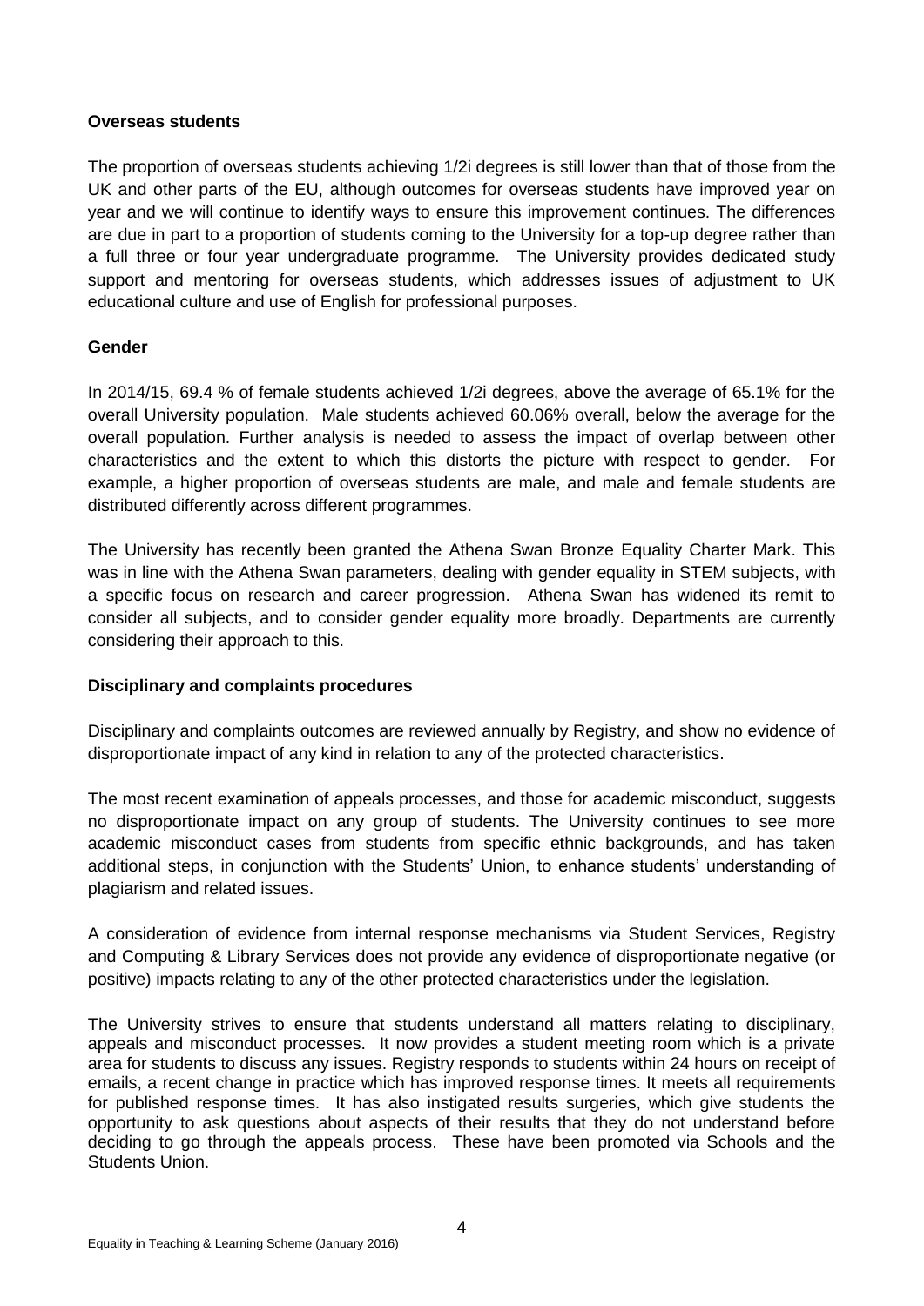**Overseas students**

The proportion of overseas students achieving 1/2i degrees is still lower than that of those from the UK and other parts of the EU, although outcomes for overseas students have improved year on year and we will continue to identify ways to ensure this improvement continues. The differences are due in part to a proportion of students coming to the University for a top-up degree rather than a full three or four year undergraduate programme. The University provides dedicated study support and mentoring for overseas students, which addresses issues of adjustment to UK educational culture and use of English for professional purposes.

**Gender**

In 2014/15, 69.4 % of female students achieved 1/2i degrees, above the average of 65.1% for the overall University population. Male students achieved 60.06% overall, below the average for the overall population. Further analysis is needed to assess the impact of overlap between other characteristics and the extent to which this distorts the picture with respect to gender. For example, a higher proportion of overseas students are male, and male and female students are distributed differently across different programmes.

The University has recently been granted the Athena Swan Bronze Equality Charter Mark. This was in line with the Athena Swan parameters, dealing with gender equality in STEM subjects, with a specific focus on research and career progression. Athena Swan has widened its remit to consider all subjects, and to consider gender equality more broadly. Departments are currently considering their approach to this.

**Disciplinary and complaints procedures**

Disciplinary and complaints outcomes are reviewed annually by Registry, and show no evidence of disproportionate impact of any kind in relation to any of the protected characteristics.

The most recent examination of appeals processes, and those for academic misconduct, suggests no disproportionate impact on any group of students. The University continues to see more academic misconduct cases from students from specific ethnic backgrounds, and has taken additional steps, in conjunction with the Students' Union, to enhance students' understanding of plagiarism and related issues.

A consideration of evidence from internal response mechanisms via Student Services, Registry and Computing & Library Services does not provide any evidence of disproportionate negative (or positive) impacts relating to any of the other protected characteristics under the legislation.

The University strives to ensure that students understand all matters relating to disciplinary, appeals and misconduct processes. It now provides a student meeting room which is a private area for students to discuss any issues. Registry responds to students within 24 hours on receipt of emails, a recent change in practice which has improved response times. It meets all requirements for published response times. It has also instigated results surgeries, which give students the opportunity to ask questions about aspects of their results that they do not understand before deciding to go through the appeals process. These have been promoted via Schools and the Students Union.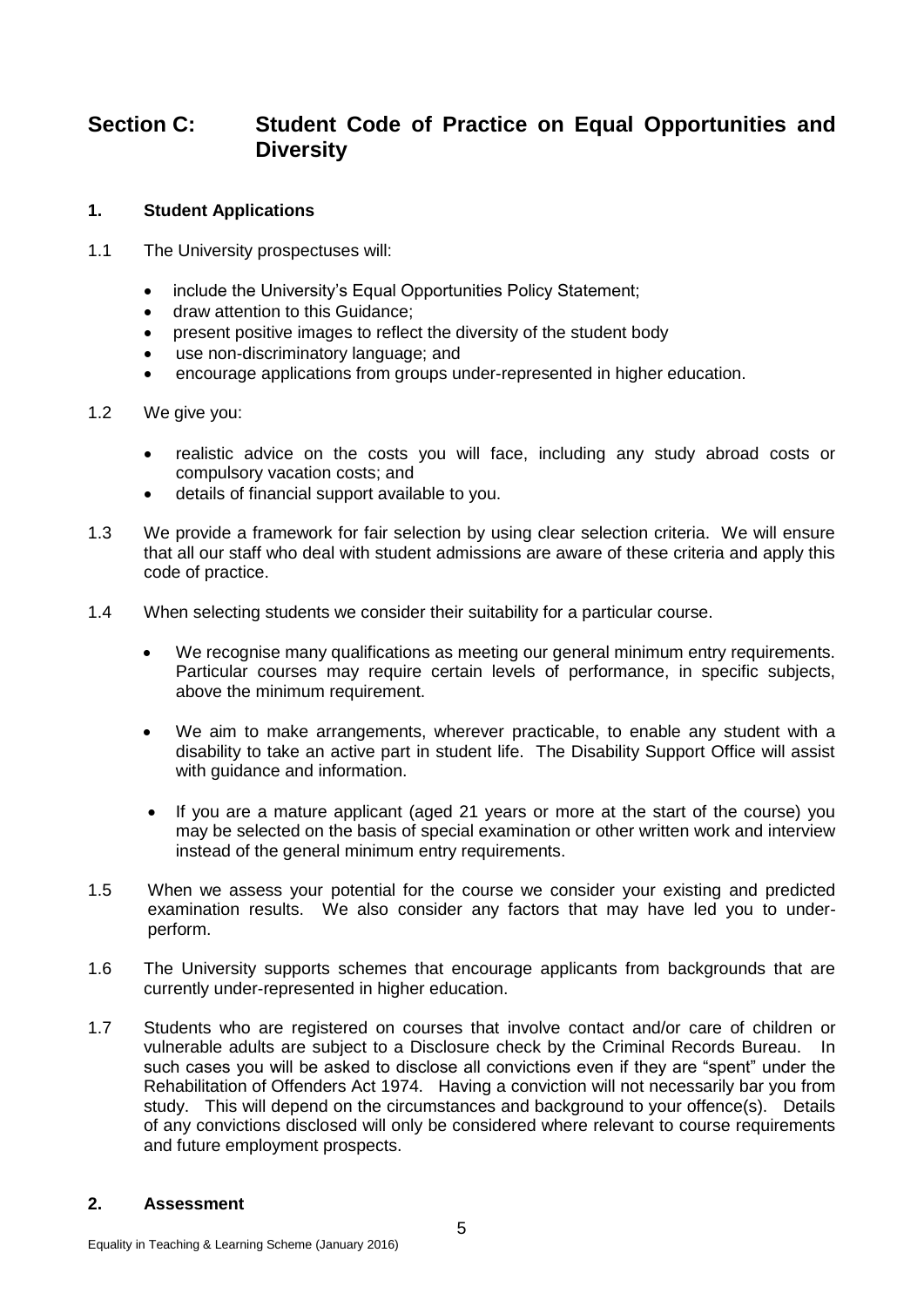## Section C: Student Code of Practice on Equal Opportunities and Diversity

### 1. Student Applications

1.1 The University prospectuses will:

- include the University's Equal Opportunities Policy Statement;
- draw attention to this Guidance;
- present positive images to reflect the diversity of the student body
- use non-discriminatory language; and
- encourage applications from groups under-represented in higher education.

1.2 We give you:

- realistic advice on the costs you will face, including any study abroad costs or compulsory vacation costs; and
- details of financial support available to you.

1.3 We provide a framework for fair selection by using clear selection criteria. We will ensure that all our staff who deal with student admissions are aware of these criteria and apply this code of practice.

1.4 When selecting students we consider their suitability for a particular course.

- We recognise many qualifications as meeting our general minimum entry requirements. Particular courses may require certain levels of performance, in specific subjects, above the minimum requirement.
- We aim to make arrangements, wherever practicable, to enable any student with a disability to take an active part in student life. The Disability Support Office will assist with guidance and information.
- If you are a mature applicant (aged 21 years or more at the start of the course) you may be selected on the basis of special examination or other written work and interview instead of the general minimum entry requirements.

1.5 When we assess your potential for the course we consider your existing and predicted examination results. We also consider any factors that may have led you to under-perform.

1.6 The University supports schemes that encourage applicants from backgrounds that are currently under-represented in higher education.

1.7 Students who are registered on courses that involve contact and/or care of children or vulnerable adults are subject to a Disclosure check by the Criminal Records Bureau. In such cases you will be asked to disclose all convictions even if they are "spent" under the Rehabilitation of Offenders Act 1974. Having a conviction will not necessarily bar you from study. This will depend on the circumstances and background to your offence(s). Details of any convictions disclosed will only be considered where relevant to course requirements and future employment prospects.

### 2. Assessment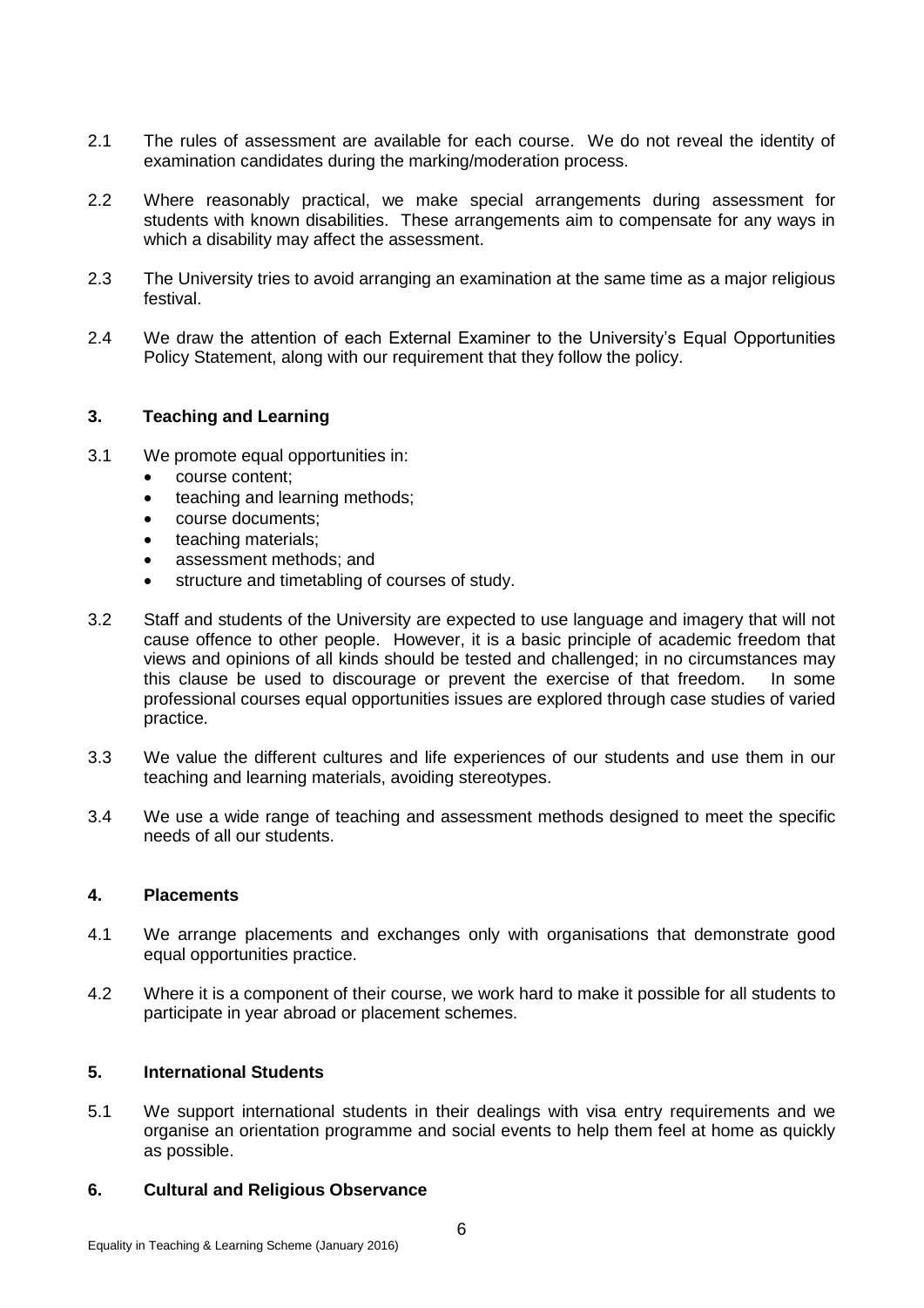2.1 The rules of assessment are available for each course. We do not reveal the identity of examination candidates during the marking/moderation process.

2.2 Where reasonably practical, we make special arrangements during assessment for students with known disabilities. These arrangements aim to compensate for any ways in which a disability may affect the assessment.

2.3 The University tries to avoid arranging an examination at the same time as a major religious festival.

2.4 We draw the attention of each External Examiner to the University's Equal Opportunities Policy Statement, along with our requirement that they follow the policy.

### 3. Teaching and Learning

3.1 We promote equal opportunities in:

- course content;
- teaching and learning methods;
- course documents;
- teaching materials;
- assessment methods; and
- structure and timetabling of courses of study.

3.2 Staff and students of the University are expected to use language and imagery that will not cause offence to other people. However, it is a basic principle of academic freedom that views and opinions of all kinds should be tested and challenged; in no circumstances may this clause be used to discourage or prevent the exercise of that freedom. In some professional courses equal opportunities issues are explored through case studies of varied practice.

3.3 We value the different cultures and life experiences of our students and use them in our teaching and learning materials, avoiding stereotypes.

3.4 We use a wide range of teaching and assessment methods designed to meet the specific needs of all our students.

### 4. Placements

4.1 We arrange placements and exchanges only with organisations that demonstrate good equal opportunities practice.

4.2 Where it is a component of their course, we work hard to make it possible for all students to participate in year abroad or placement schemes.

### 5. International Students

5.1 We support international students in their dealings with visa entry requirements and we organise an orientation programme and social events to help them feel at home as quickly as possible.

### 6. Cultural and Religious Observance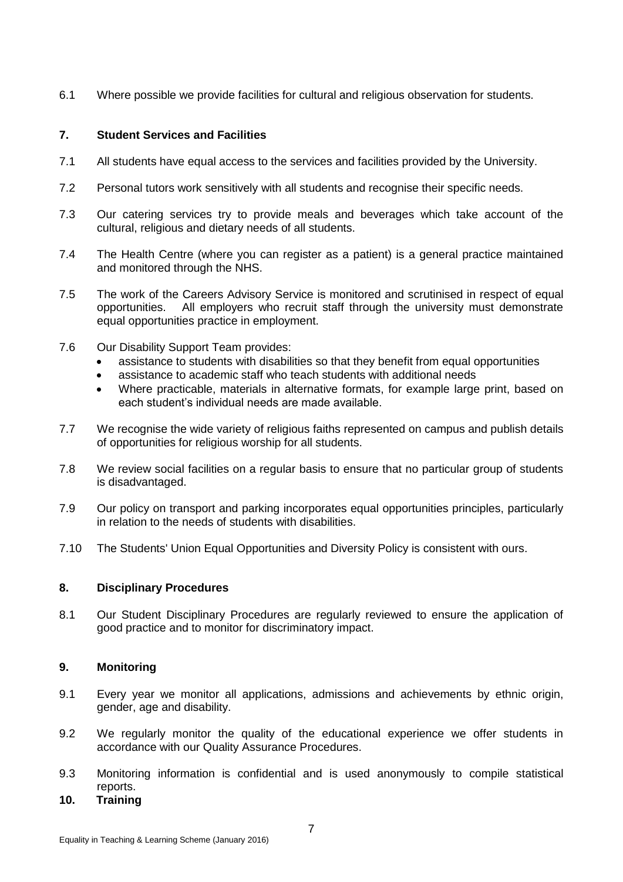6.1 Where possible we provide facilities for cultural and religious observation for students.

## 7. Student Services and Facilities

7.1 All students have equal access to the services and facilities provided by the University.

7.2 Personal tutors work sensitively with all students and recognise their specific needs.

7.3 Our catering services try to provide meals and beverages which take account of the cultural, religious and dietary needs of all students.

7.4 The Health Centre (where you can register as a patient) is a general practice maintained and monitored through the NHS.

7.5 The work of the Careers Advisory Service is monitored and scrutinised in respect of equal opportunities. All employers who recruit staff through the university must demonstrate equal opportunities practice in employment.

7.6 Our Disability Support Team provides:

- assistance to students with disabilities so that they benefit from equal opportunities
- assistance to academic staff who teach students with additional needs
- Where practicable, materials in alternative formats, for example large print, based on each student's individual needs are made available.

7.7 We recognise the wide variety of religious faiths represented on campus and publish details of opportunities for religious worship for all students.

7.8 We review social facilities on a regular basis to ensure that no particular group of students is disadvantaged.

7.9 Our policy on transport and parking incorporates equal opportunities principles, particularly in relation to the needs of students with disabilities.

7.10 The Students' Union Equal Opportunities and Diversity Policy is consistent with ours.

## 8. Disciplinary Procedures

8.1 Our Student Disciplinary Procedures are regularly reviewed to ensure the application of good practice and to monitor for discriminatory impact.

## 9. Monitoring

9.1 Every year we monitor all applications, admissions and achievements by ethnic origin, gender, age and disability.

9.2 We regularly monitor the quality of the educational experience we offer students in accordance with our Quality Assurance Procedures.

9.3 Monitoring information is confidential and is used anonymously to compile statistical reports.

## 10. Training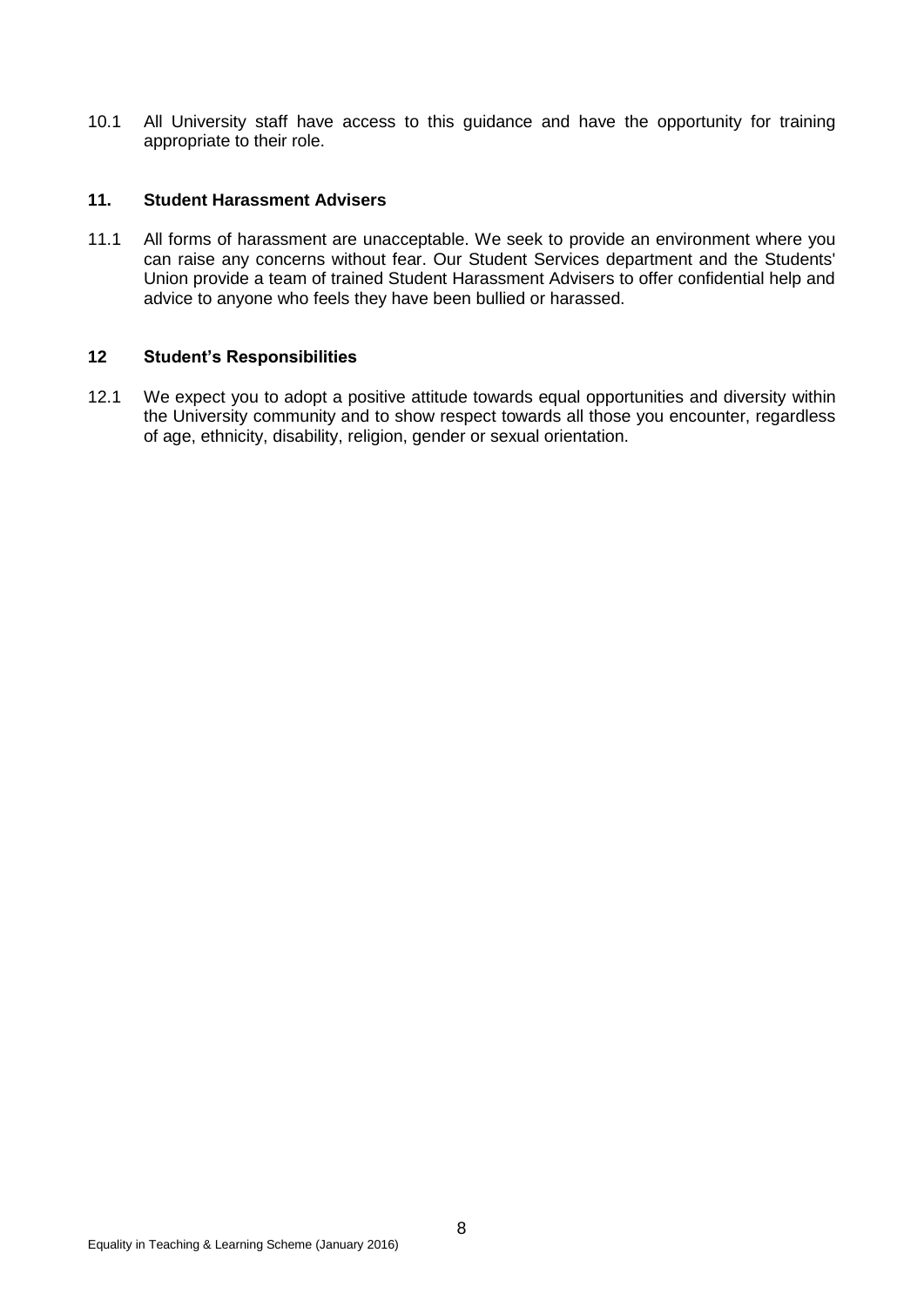10.1 All University staff have access to this guidance and have the opportunity for training appropriate to their role.

## 11. Student Harassment Advisers

11.1 All forms of harassment are unacceptable. We seek to provide an environment where you can raise any concerns without fear. Our Student Services department and the Students' Union provide a team of trained Student Harassment Advisers to offer confidential help and advice to anyone who feels they have been bullied or harassed.

## 12 Student's Responsibilities

12.1 We expect you to adopt a positive attitude towards equal opportunities and diversity within the University community and to show respect towards all those you encounter, regardless of age, ethnicity, disability, religion, gender or sexual orientation.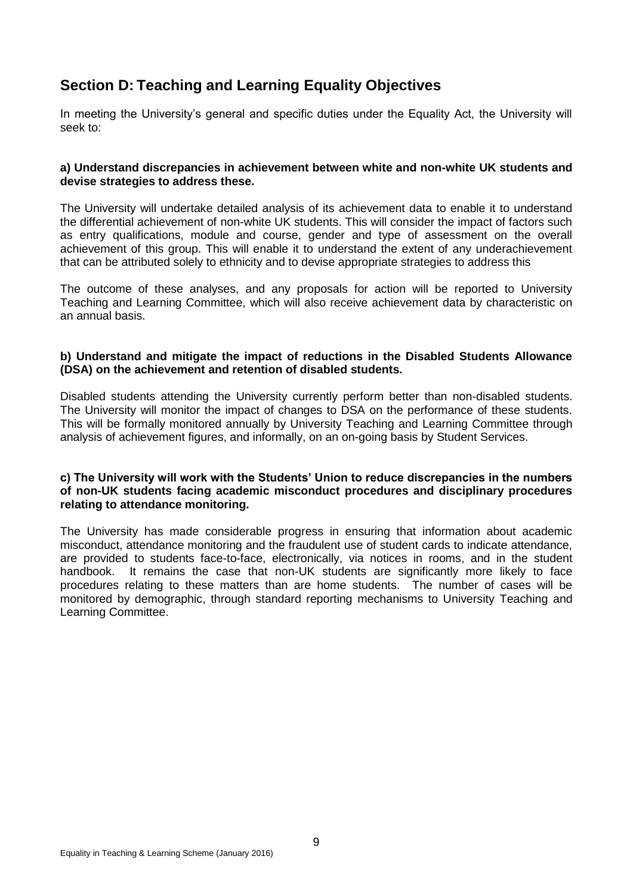## Section D: Teaching and Learning Equality Objectives

In meeting the University's general and specific duties under the Equality Act, the University will seek to:

**a) Understand discrepancies in achievement between white and non-white UK students and devise strategies to address these.**

The University will undertake detailed analysis of its achievement data to enable it to understand the differential achievement of non-white UK students. This will consider the impact of factors such as entry qualifications, module and course, gender and type of assessment on the overall achievement of this group. This will enable it to understand the extent of any underachievement that can be attributed solely to ethnicity and to devise appropriate strategies to address this

The outcome of these analyses, and any proposals for action will be reported to University Teaching and Learning Committee, which will also receive achievement data by characteristic on an annual basis.

**b) Understand and mitigate the impact of reductions in the Disabled Students Allowance (DSA) on the achievement and retention of disabled students.**

Disabled students attending the University currently perform better than non-disabled students. The University will monitor the impact of changes to DSA on the performance of these students. This will be formally monitored annually by University Teaching and Learning Committee through analysis of achievement figures, and informally, on an on-going basis by Student Services.

**c) The University will work with the Students' Union to reduce discrepancies in the numbers of non-UK students facing academic misconduct procedures and disciplinary procedures relating to attendance monitoring.**

The University has made considerable progress in ensuring that information about academic misconduct, attendance monitoring and the fraudulent use of student cards to indicate attendance, are provided to students face-to-face, electronically, via notices in rooms, and in the student handbook. It remains the case that non-UK students are significantly more likely to face procedures relating to these matters than are home students. The number of cases will be monitored by demographic, through standard reporting mechanisms to University Teaching and Learning Committee.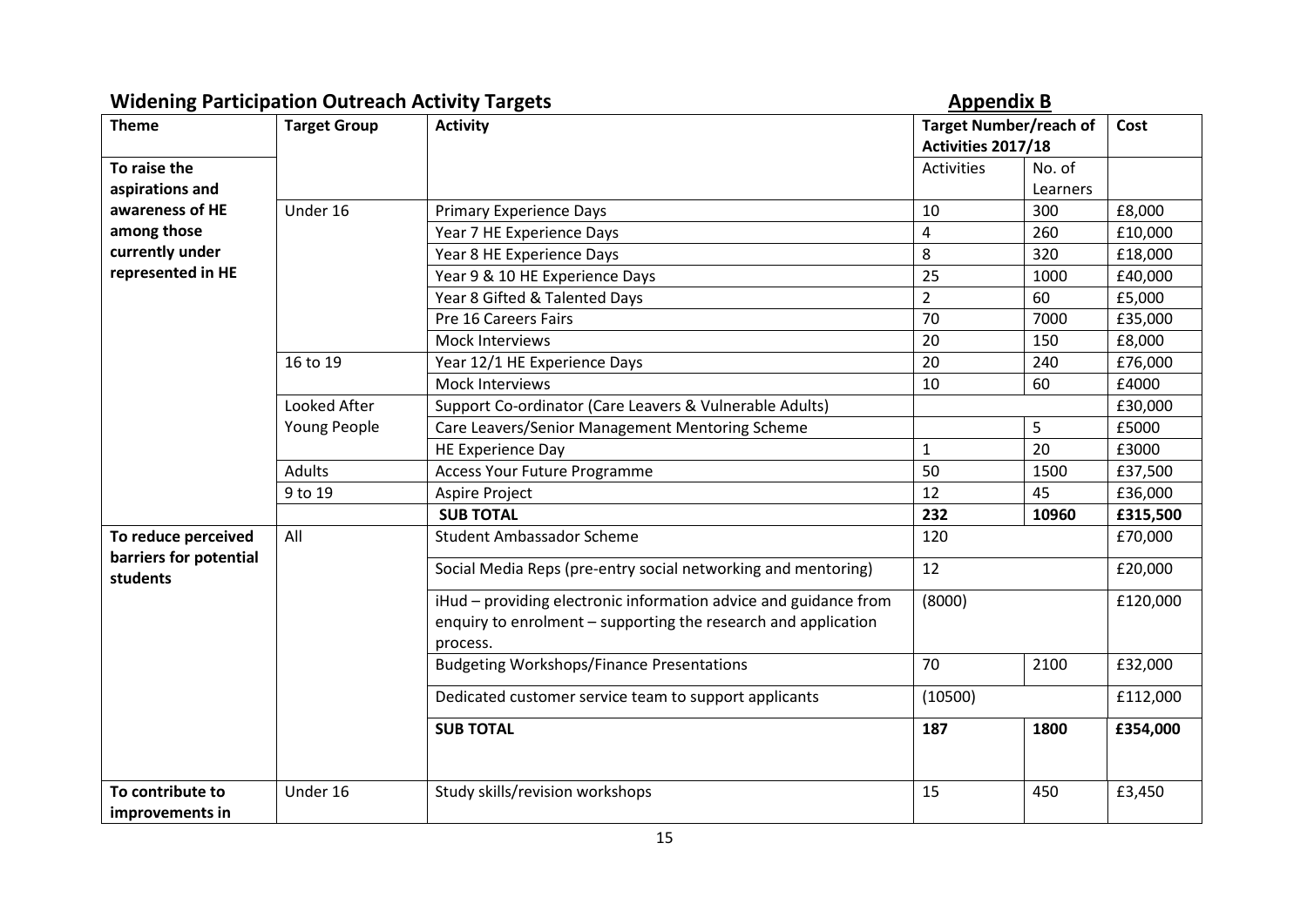## Widening Participation Outreach Activity Targets

**Appendix B**

| **Theme** | **Target Group** | **Activity** | **Target Number/reach of Activities 2017/18** | | **Cost** |
|---|---|---|---|---|---|
| | | | Activities | No. of Learners | |
| **To raise the aspirations and awareness of HE among those currently under represented in HE** | Under 16 | Primary Experience Days | 10 | 300 | £8,000 |
| | | Year 7 HE Experience Days | 4 | 260 | £10,000 |
| | | Year 8 HE Experience Days | 8 | 320 | £18,000 |
| | | Year 9 & 10 HE Experience Days | 25 | 1000 | £40,000 |
| | | Year 8 Gifted & Talented Days | 2 | 60 | £5,000 |
| | | Pre 16 Careers Fairs | 70 | 7000 | £35,000 |
| | | Mock Interviews | 20 | 150 | £8,000 |
| | 16 to 19 | Year 12/1 HE Experience Days | 20 | 240 | £76,000 |
| | | Mock Interviews | 10 | 60 | £4000 |
| | Looked After Young People | Support Co-ordinator (Care Leavers & Vulnerable Adults) | | | £30,000 |
| | | Care Leavers/Senior Management Mentoring Scheme | | 5 | £5000 |
| | | HE Experience Day | 1 | 20 | £3000 |
| | Adults | Access Your Future Programme | 50 | 1500 | £37,500 |
| | 9 to 19 | Aspire Project | 12 | 45 | £36,000 |
| | | **SUB TOTAL** | **232** | **10960** | **£315,500** |
| **To reduce perceived barriers for potential students** | All | Student Ambassador Scheme | 120 | | £70,000 |
| | | Social Media Reps (pre-entry social networking and mentoring) | 12 | | £20,000 |
| | | iHud – providing electronic information advice and guidance from enquiry to enrolment – supporting the research and application process. | (8000) | | £120,000 |
| | | Budgeting Workshops/Finance Presentations | 70 | 2100 | £32,000 |
| | | Dedicated customer service team to support applicants | (10500) | | £112,000 |
| | | **SUB TOTAL** | **187** | **1800** | **£354,000** |
| **To contribute to improvements in** | Under 16 | Study skills/revision workshops | 15 | 450 | £3,450 |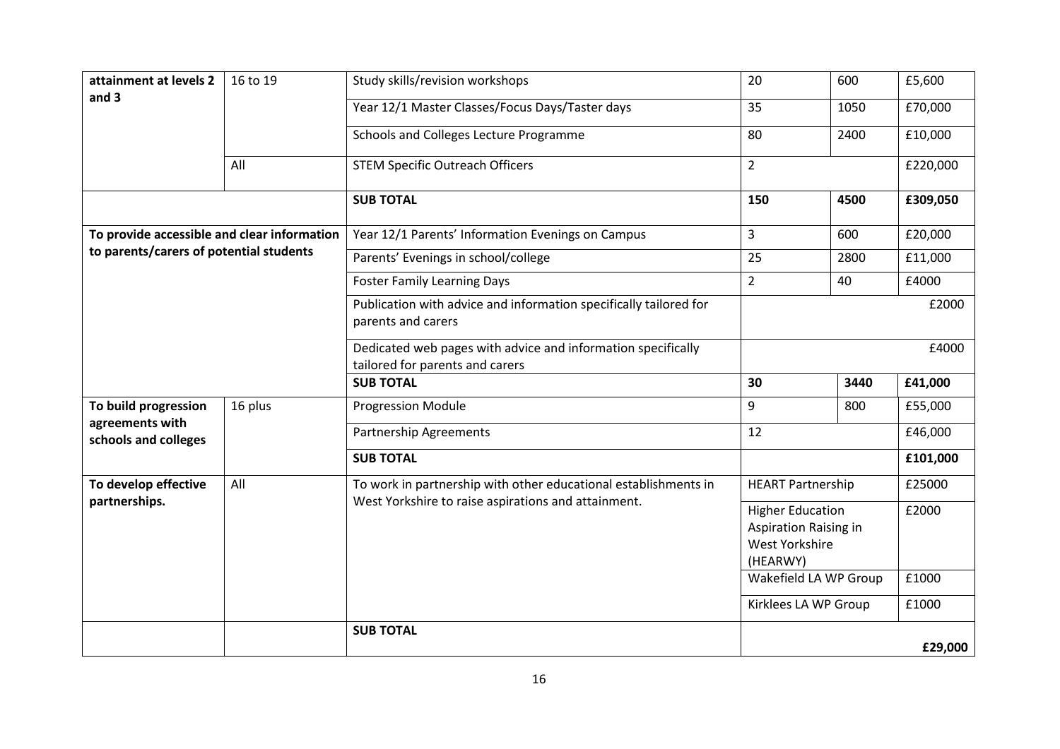| | | | | | |
|---|---|---|---|---|---|
| attainment at levels 2 and 3 | 16 to 19 | Study skills/revision workshops | 20 | 600 | £5,600 |
| | | Year 12/1 Master Classes/Focus Days/Taster days | 35 | 1050 | £70,000 |
| | | Schools and Colleges Lecture Programme | 80 | 2400 | £10,000 |
| | All | STEM Specific Outreach Officers | 2 | | £220,000 |
| | | **SUB TOTAL** | **150** | **4500** | **£309,050** |
| **To provide accessible and clear information to parents/carers of potential students** | | Year 12/1 Parents' Information Evenings on Campus | 3 | 600 | £20,000 |
| | | Parents' Evenings in school/college | 25 | 2800 | £11,000 |
| | | Foster Family Learning Days | 2 | 40 | £4000 |
| | | Publication with advice and information specifically tailored for parents and carers | | | £2000 |
| | | Dedicated web pages with advice and information specifically tailored for parents and carers | | | £4000 |
| | | **SUB TOTAL** | **30** | **3440** | **£41,000** |
| **To build progression agreements with schools and colleges** | 16 plus | Progression Module | 9 | 800 | £55,000 |
| | | Partnership Agreements | 12 | | £46,000 |
| | | **SUB TOTAL** | | | **£101,000** |
| **To develop effective partnerships.** | All | To work in partnership with other educational establishments in West Yorkshire to raise aspirations and attainment. | HEART Partnership | | £25000 |
| | | | Higher Education Aspiration Raising in West Yorkshire (HEARWY) | | £2000 |
| | | | Wakefield LA WP Group | | £1000 |
| | | | Kirklees LA WP Group | | £1000 |
| | | **SUB TOTAL** | | | **£29,000** |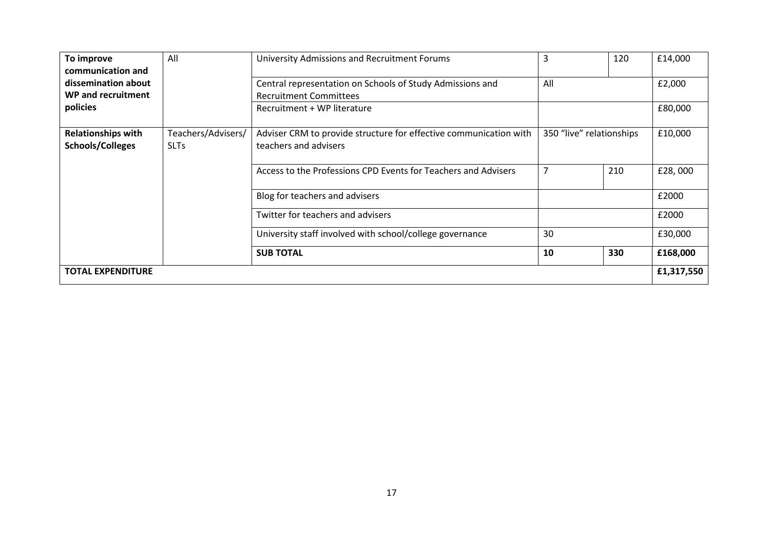| | | | | | |
|---|---|---|---|---|---|
| **To improve communication and dissemination about WP and recruitment policies** | All | University Admissions and Recruitment Forums | 3 | 120 | £14,000 |
| | | Central representation on Schools of Study Admissions and Recruitment Committees | All | | £2,000 |
| | | Recruitment + WP literature | | | £80,000 |
| **Relationships with Schools/Colleges** | Teachers/Advisers/ SLTs | Adviser CRM to provide structure for effective communication with teachers and advisers | 350 "live" relationships | | £10,000 |
| | | Access to the Professions CPD Events for Teachers and Advisers | 7 | 210 | £28, 000 |
| | | Blog for teachers and advisers | | | £2000 |
| | | Twitter for teachers and advisers | | | £2000 |
| | | University staff involved with school/college governance | 30 | | £30,000 |
| | | **SUB TOTAL** | **10** | **330** | **£168,000** |
| **TOTAL EXPENDITURE** | | | | | **£1,317,550** |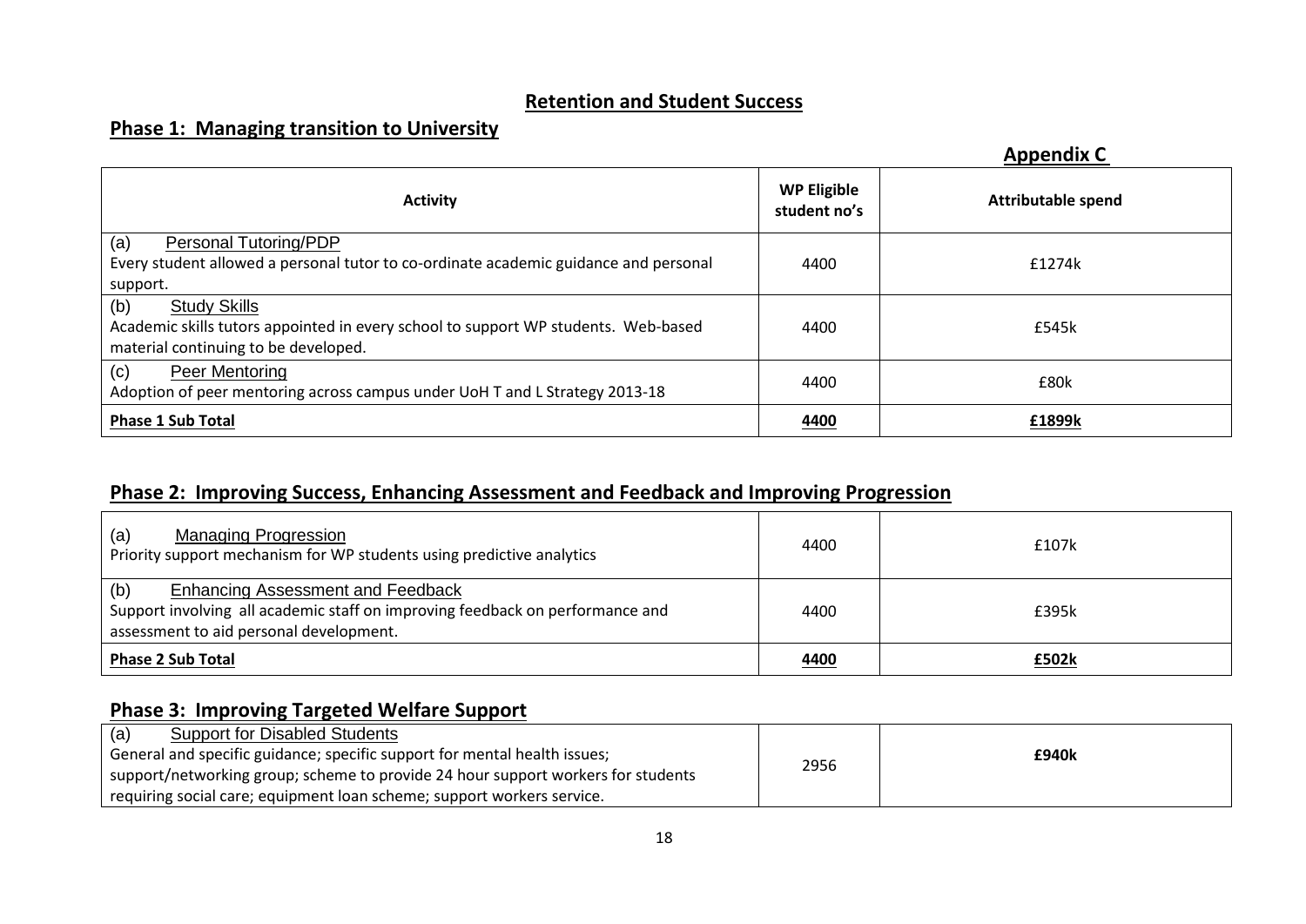## Retention and Student Success

### Phase 1: Managing transition to University

**Appendix C**

| Activity | WP Eligible student no's | Attributable spend |
|---|---|---|
| (a) Personal Tutoring/PDP<br>Every student allowed a personal tutor to co-ordinate academic guidance and personal support. | 4400 | £1274k |
| (b) Study Skills<br>Academic skills tutors appointed in every school to support WP students. Web-based material continuing to be developed. | 4400 | £545k |
| (c) Peer Mentoring<br>Adoption of peer mentoring across campus under UoH T and L Strategy 2013-18 | 4400 | £80k |
| **Phase 1 Sub Total** | **4400** | **£1899k** |

### Phase 2: Improving Success, Enhancing Assessment and Feedback and Improving Progression

| Activity | WP Eligible student no's | Attributable spend |
|---|---|---|
| (a) Managing Progression<br>Priority support mechanism for WP students using predictive analytics | 4400 | £107k |
| (b) Enhancing Assessment and Feedback<br>Support involving all academic staff on improving feedback on performance and assessment to aid personal development. | 4400 | £395k |
| **Phase 2 Sub Total** | **4400** | **£502k** |

### Phase 3: Improving Targeted Welfare Support

| Activity | WP Eligible student no's | Attributable spend |
|---|---|---|
| (a) Support for Disabled Students<br>General and specific guidance; specific support for mental health issues; support/networking group; scheme to provide 24 hour support workers for students requiring social care; equipment loan scheme; support workers service. | 2956 | **£940k** |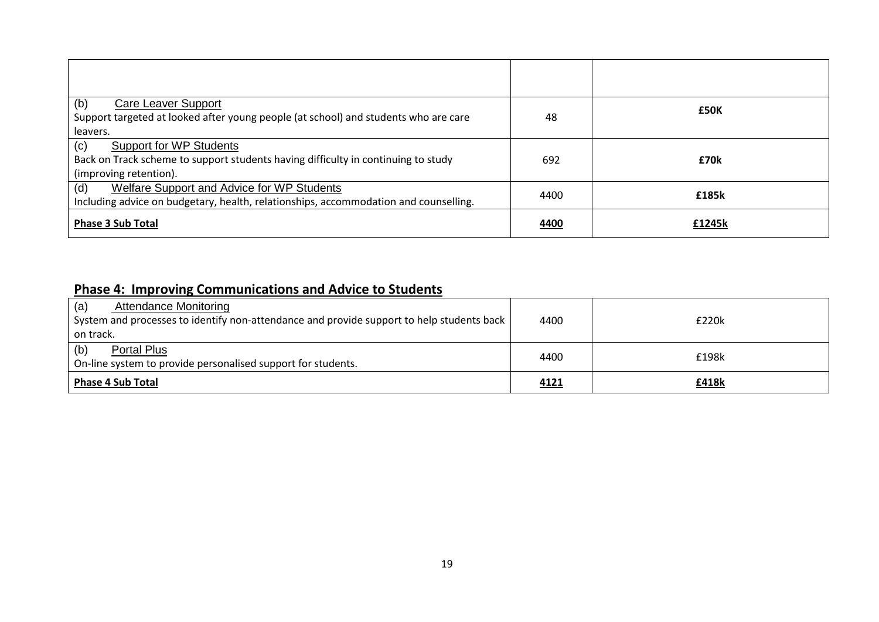| | | |
|---|---|---|
| | | |
| (b) Care Leaver Support<br>Support targeted at looked after young people (at school) and students who are care leavers. | 48 | **£50K** |
| (c) Support for WP Students<br>Back on Track scheme to support students having difficulty in continuing to study (improving retention). | 692 | **£70k** |
| (d) Welfare Support and Advice for WP Students<br>Including advice on budgetary, health, relationships, accommodation and counselling. | 4400 | **£185k** |
| **Phase 3 Sub Total** | **4400** | **£1245k** |

## Phase 4: Improving Communications and Advice to Students

| | | |
|---|---|---|
| (a) Attendance Monitoring<br>System and processes to identify non-attendance and provide support to help students back on track. | 4400 | £220k |
| (b) Portal Plus<br>On-line system to provide personalised support for students. | 4400 | £198k |
| **Phase 4 Sub Total** | **4121** | **£418k** |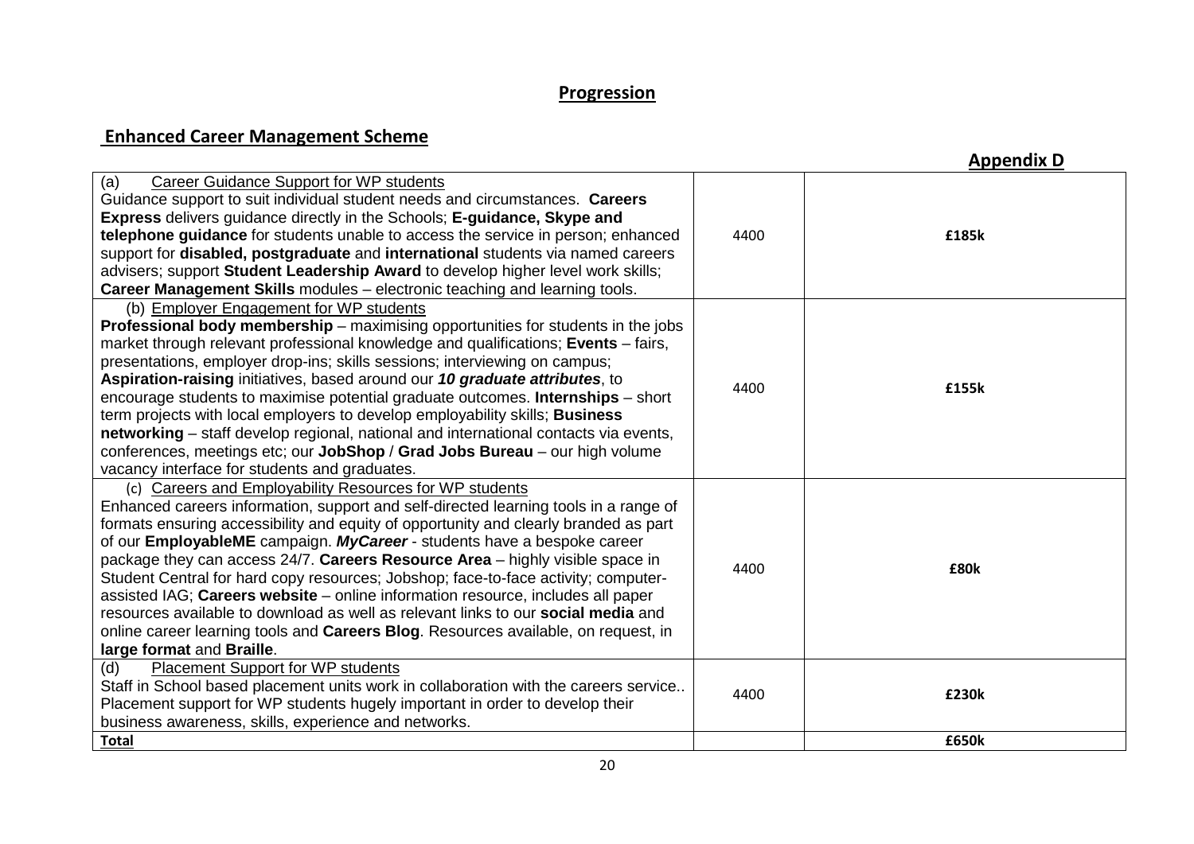## Progression

### Enhanced Career Management Scheme

**Appendix D**

| | | |
|---|---|---|
| (a) Career Guidance Support for WP students<br>Guidance support to suit individual student needs and circumstances. **Careers Express** delivers guidance directly in the Schools; **E-guidance, Skype and telephone guidance** for students unable to access the service in person; enhanced support for **disabled, postgraduate** and **international** students via named careers advisers; support **Student Leadership Award** to develop higher level work skills; **Career Management Skills** modules – electronic teaching and learning tools. | 4400 | **£185k** |
| (b) Employer Engagement for WP students<br>**Professional body membership** – maximising opportunities for students in the jobs market through relevant professional knowledge and qualifications; **Events** – fairs, presentations, employer drop-ins; skills sessions; interviewing on campus; **Aspiration-raising** initiatives, based around our ***10 graduate attributes***, to encourage students to maximise potential graduate outcomes. **Internships** – short term projects with local employers to develop employability skills; **Business networking** – staff develop regional, national and international contacts via events, conferences, meetings etc; our **JobShop** / **Grad Jobs Bureau** – our high volume vacancy interface for students and graduates. | 4400 | **£155k** |
| (c) Careers and Employability Resources for WP students<br>Enhanced careers information, support and self-directed learning tools in a range of formats ensuring accessibility and equity of opportunity and clearly branded as part of our **EmployableME** campaign. ***MyCareer*** - students have a bespoke career package they can access 24/7. **Careers Resource Area** – highly visible space in Student Central for hard copy resources; Jobshop; face-to-face activity; computer-assisted IAG; **Careers website** – online information resource, includes all paper resources available to download as well as relevant links to our **social media** and online career learning tools and **Careers Blog**. Resources available, on request, in **large format** and **Braille**. | 4400 | **£80k** |
| (d) Placement Support for WP students<br>Staff in School based placement units work in collaboration with the careers service.. Placement support for WP students hugely important in order to develop their business awareness, skills, experience and networks. | 4400 | **£230k** |
| **Total** | | **£650k** |